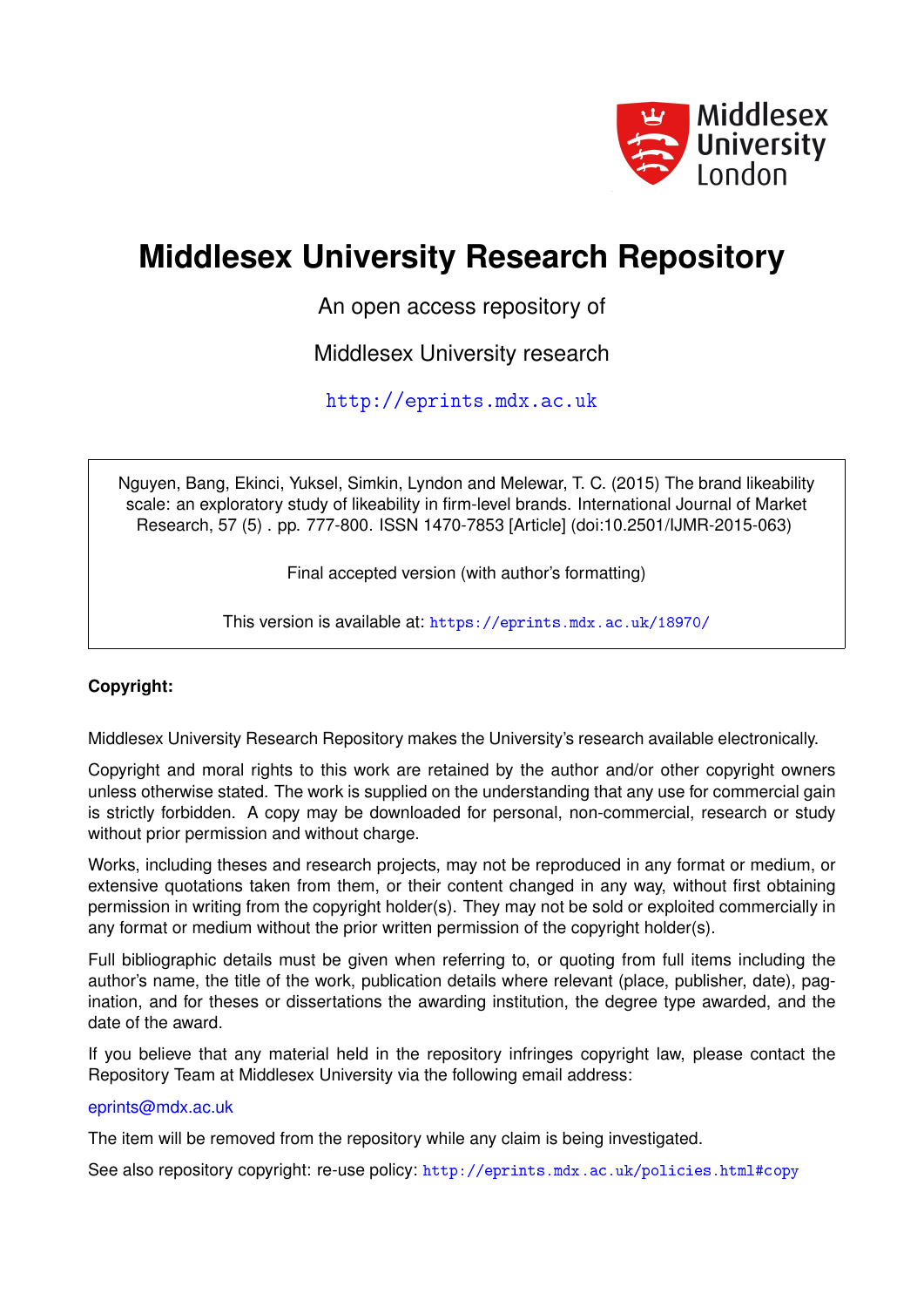Middlesex University London

# Middlesex University Research Repository

An open access repository of

Middlesex University research

http://eprints.mdx.ac.uk

Nguyen, Bang, Ekinci, Yuksel, Simkin, Lyndon and Melewar, T. C. (2015) The brand likeability scale: an exploratory study of likeability in firm-level brands. International Journal of Market Research, 57 (5) . pp. 777-800. ISSN 1470-7853 [Article] (doi:10.2501/IJMR-2015-063)

Final accepted version (with author's formatting)

This version is available at: https://eprints.mdx.ac.uk/18970/

**Copyright:**

Middlesex University Research Repository makes the University's research available electronically.

Copyright and moral rights to this work are retained by the author and/or other copyright owners unless otherwise stated. The work is supplied on the understanding that any use for commercial gain is strictly forbidden. A copy may be downloaded for personal, non-commercial, research or study without prior permission and without charge.

Works, including theses and research projects, may not be reproduced in any format or medium, or extensive quotations taken from them, or their content changed in any way, without first obtaining permission in writing from the copyright holder(s). They may not be sold or exploited commercially in any format or medium without the prior written permission of the copyright holder(s).

Full bibliographic details must be given when referring to, or quoting from full items including the author's name, the title of the work, publication details where relevant (place, publisher, date), pagination, and for theses or dissertations the awarding institution, the degree type awarded, and the date of the award.

If you believe that any material held in the repository infringes copyright law, please contact the Repository Team at Middlesex University via the following email address:

eprints@mdx.ac.uk

The item will be removed from the repository while any claim is being investigated.

See also repository copyright: re-use policy: http://eprints.mdx.ac.uk/policies.html#copy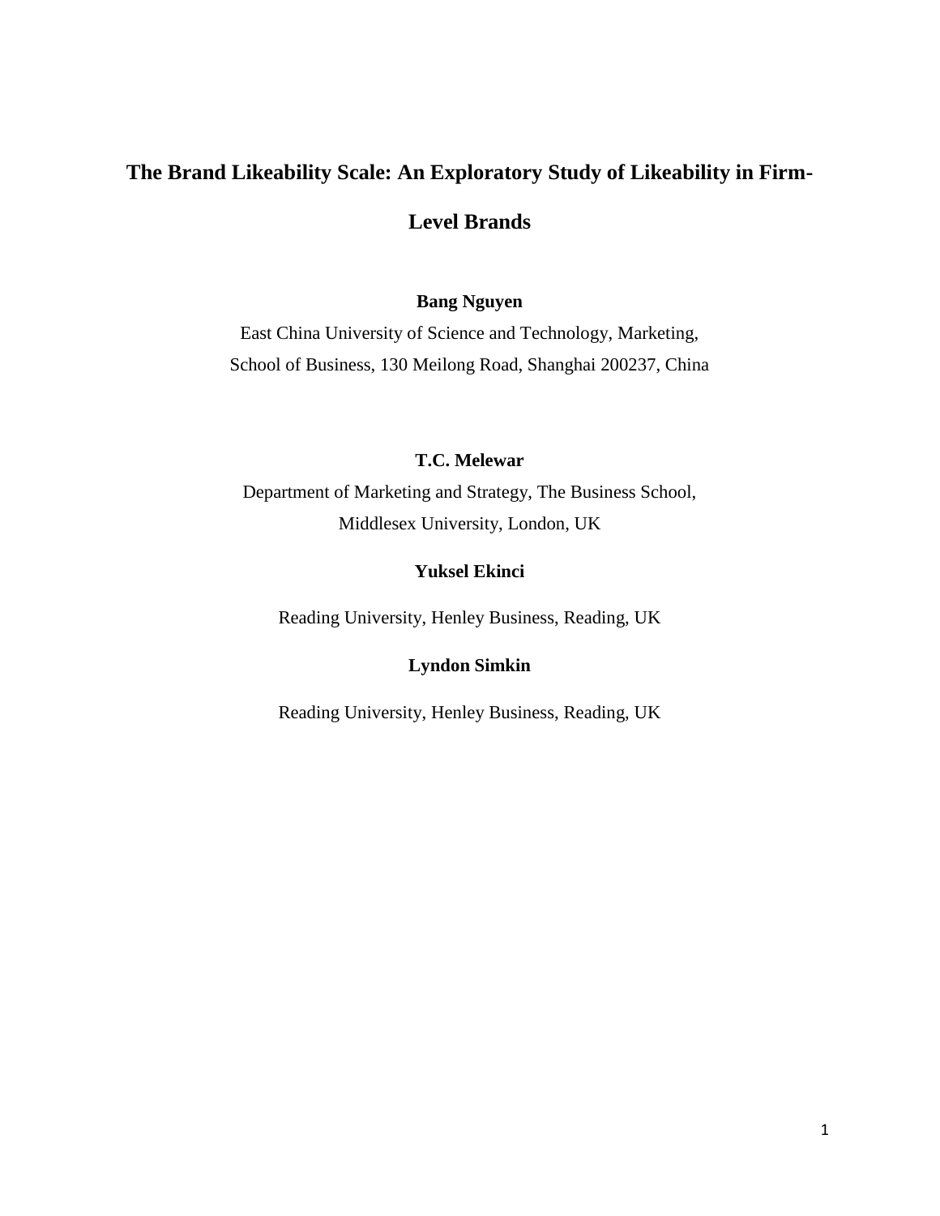# The Brand Likeability Scale: An Exploratory Study of Likeability in Firm-Level Brands

**Bang Nguyen**

East China University of Science and Technology, Marketing,
School of Business, 130 Meilong Road, Shanghai 200237, China

**T.C. Melewar**

Department of Marketing and Strategy, The Business School,
Middlesex University, London, UK

**Yuksel Ekinci**

Reading University, Henley Business, Reading, UK

**Lyndon Simkin**

Reading University, Henley Business, Reading, UK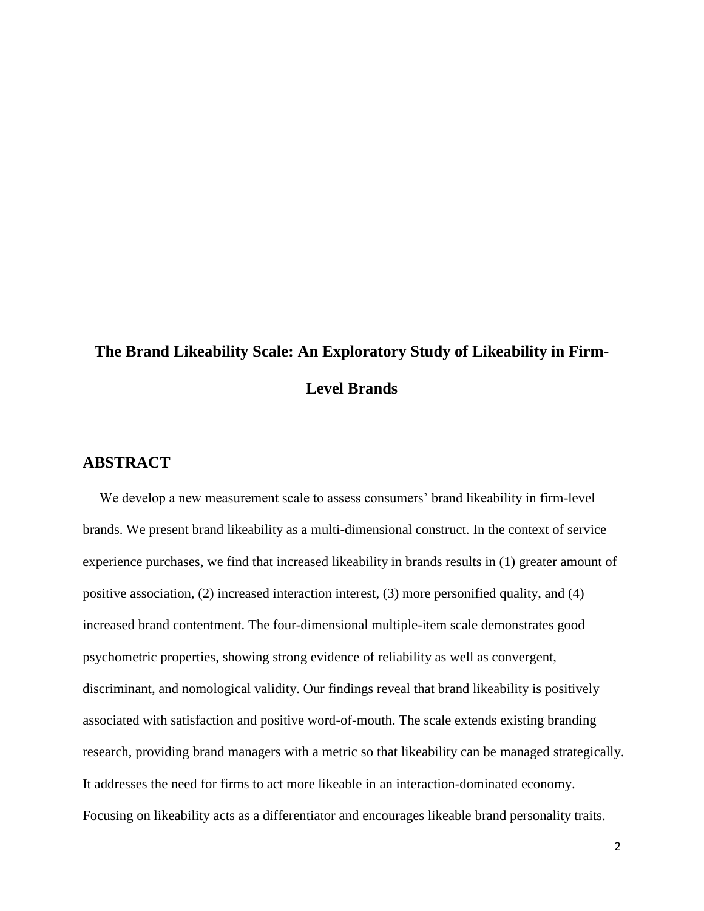# The Brand Likeability Scale: An Exploratory Study of Likeability in Firm-Level Brands

## ABSTRACT

We develop a new measurement scale to assess consumers' brand likeability in firm-level brands. We present brand likeability as a multi-dimensional construct. In the context of service experience purchases, we find that increased likeability in brands results in (1) greater amount of positive association, (2) increased interaction interest, (3) more personified quality, and (4) increased brand contentment. The four-dimensional multiple-item scale demonstrates good psychometric properties, showing strong evidence of reliability as well as convergent, discriminant, and nomological validity. Our findings reveal that brand likeability is positively associated with satisfaction and positive word-of-mouth. The scale extends existing branding research, providing brand managers with a metric so that likeability can be managed strategically. It addresses the need for firms to act more likeable in an interaction-dominated economy. Focusing on likeability acts as a differentiator and encourages likeable brand personality traits.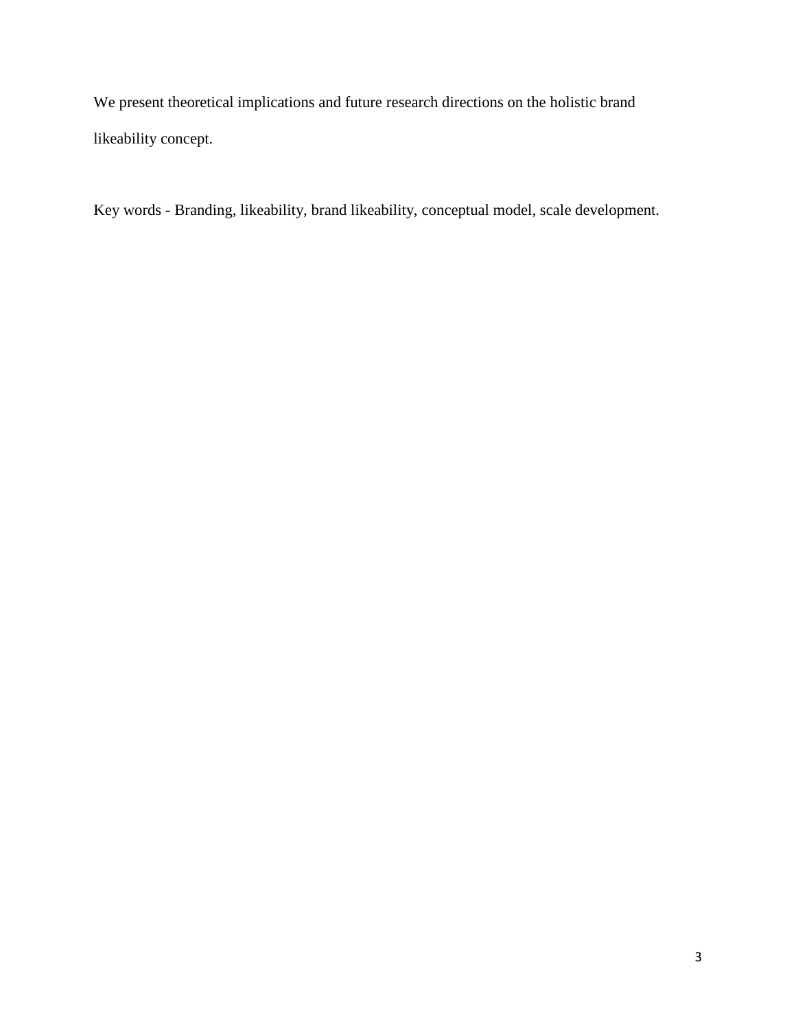We present theoretical implications and future research directions on the holistic brand likeability concept.

Key words - Branding, likeability, brand likeability, conceptual model, scale development.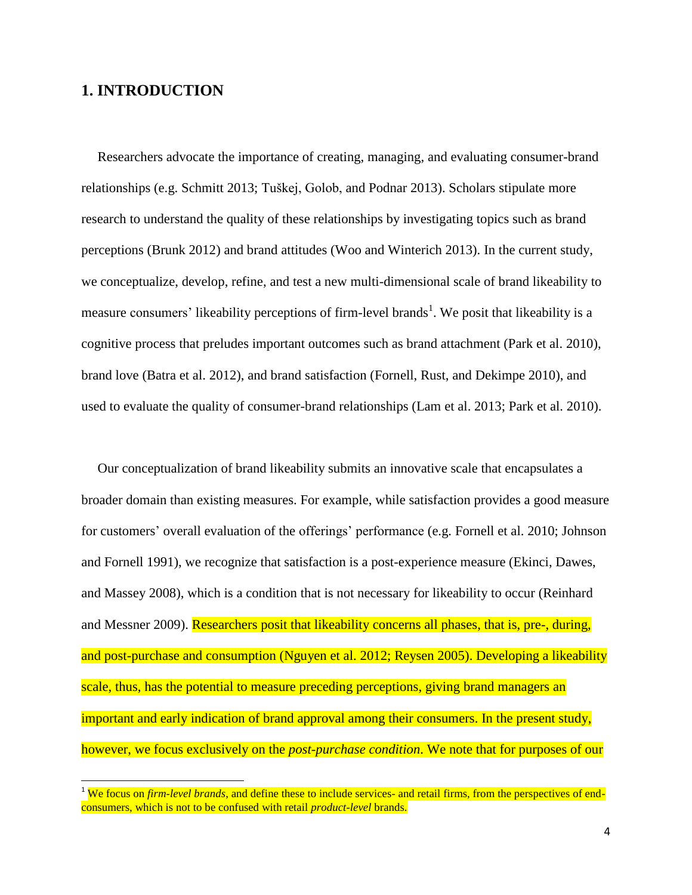## 1. INTRODUCTION

Researchers advocate the importance of creating, managing, and evaluating consumer-brand relationships (e.g. Schmitt 2013; Tuškej, Golob, and Podnar 2013). Scholars stipulate more research to understand the quality of these relationships by investigating topics such as brand perceptions (Brunk 2012) and brand attitudes (Woo and Winterich 2013). In the current study, we conceptualize, develop, refine, and test a new multi-dimensional scale of brand likeability to measure consumers' likeability perceptions of firm-level brands[1]. We posit that likeability is a cognitive process that preludes important outcomes such as brand attachment (Park et al. 2010), brand love (Batra et al. 2012), and brand satisfaction (Fornell, Rust, and Dekimpe 2010), and used to evaluate the quality of consumer-brand relationships (Lam et al. 2013; Park et al. 2010).

Our conceptualization of brand likeability submits an innovative scale that encapsulates a broader domain than existing measures. For example, while satisfaction provides a good measure for customers' overall evaluation of the offerings' performance (e.g. Fornell et al. 2010; Johnson and Fornell 1991), we recognize that satisfaction is a post-experience measure (Ekinci, Dawes, and Massey 2008), which is a condition that is not necessary for likeability to occur (Reinhard and Messner 2009). Researchers posit that likeability concerns all phases, that is, pre-, during, and post-purchase and consumption (Nguyen et al. 2012; Reysen 2005). Developing a likeability scale, thus, has the potential to measure preceding perceptions, giving brand managers an important and early indication of brand approval among their consumers. In the present study, however, we focus exclusively on the *post-purchase condition*. We note that for purposes of our

[1] We focus on *firm-level brands*, and define these to include services- and retail firms, from the perspectives of end-consumers, which is not to be confused with retail *product-level* brands.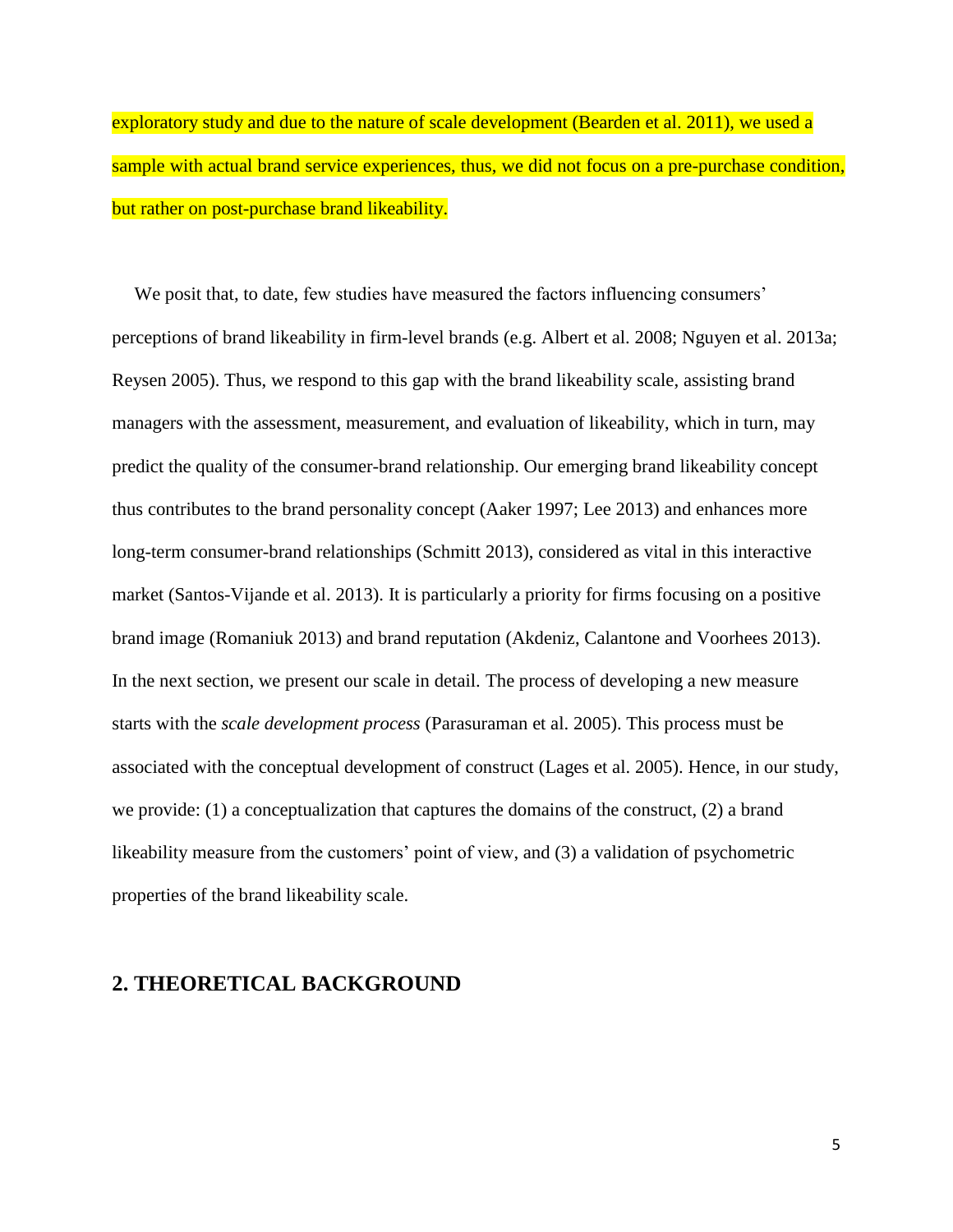exploratory study and due to the nature of scale development (Bearden et al. 2011), we used a sample with actual brand service experiences, thus, we did not focus on a pre-purchase condition, but rather on post-purchase brand likeability.

We posit that, to date, few studies have measured the factors influencing consumers' perceptions of brand likeability in firm-level brands (e.g. Albert et al. 2008; Nguyen et al. 2013a; Reysen 2005). Thus, we respond to this gap with the brand likeability scale, assisting brand managers with the assessment, measurement, and evaluation of likeability, which in turn, may predict the quality of the consumer-brand relationship. Our emerging brand likeability concept thus contributes to the brand personality concept (Aaker 1997; Lee 2013) and enhances more long-term consumer-brand relationships (Schmitt 2013), considered as vital in this interactive market (Santos-Vijande et al. 2013). It is particularly a priority for firms focusing on a positive brand image (Romaniuk 2013) and brand reputation (Akdeniz, Calantone and Voorhees 2013). In the next section, we present our scale in detail. The process of developing a new measure starts with the *scale development process* (Parasuraman et al. 2005). This process must be associated with the conceptual development of construct (Lages et al. 2005). Hence, in our study, we provide: (1) a conceptualization that captures the domains of the construct, (2) a brand likeability measure from the customers' point of view, and (3) a validation of psychometric properties of the brand likeability scale.

## 2. THEORETICAL BACKGROUND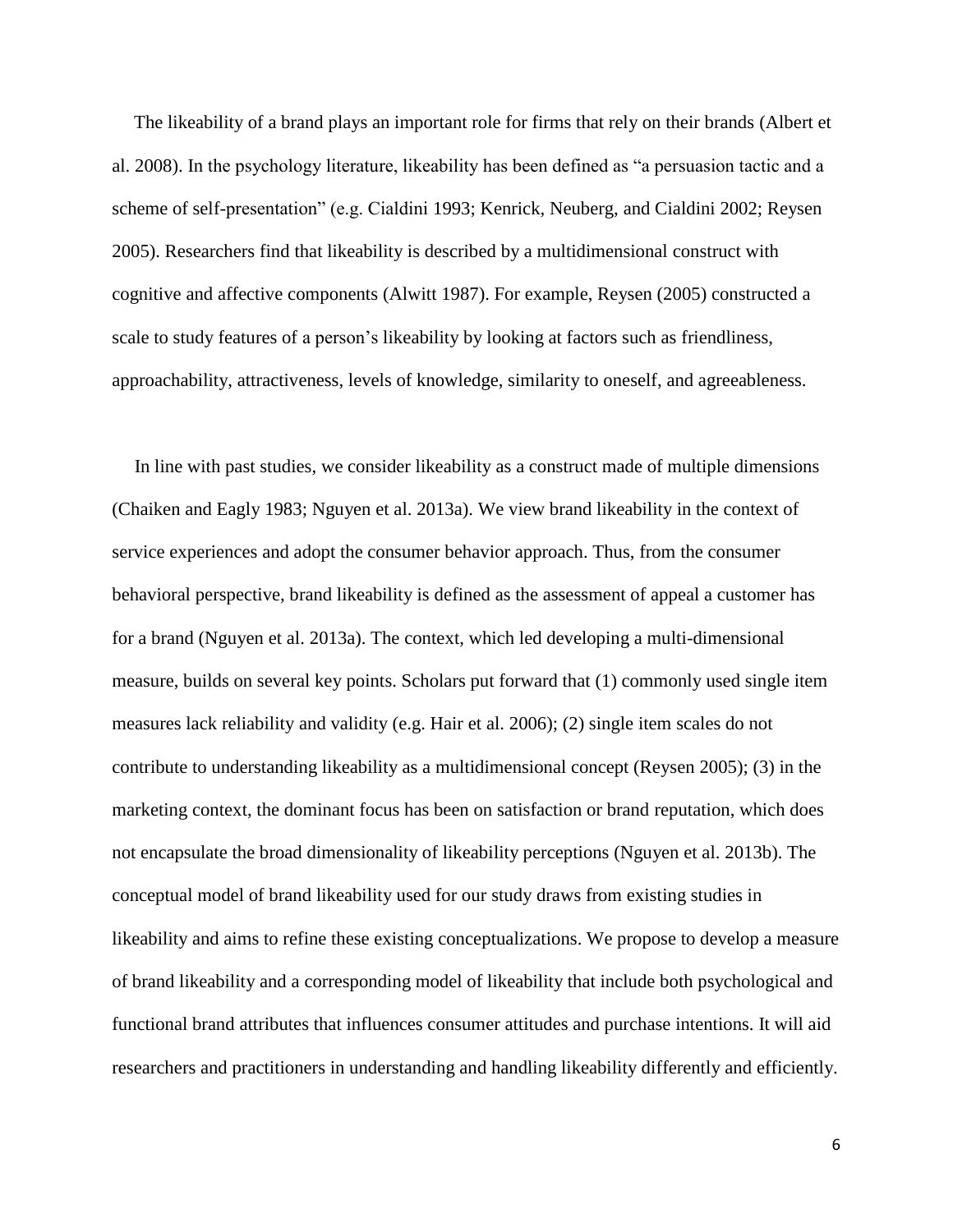The likeability of a brand plays an important role for firms that rely on their brands (Albert et al. 2008). In the psychology literature, likeability has been defined as "a persuasion tactic and a scheme of self-presentation" (e.g. Cialdini 1993; Kenrick, Neuberg, and Cialdini 2002; Reysen 2005). Researchers find that likeability is described by a multidimensional construct with cognitive and affective components (Alwitt 1987). For example, Reysen (2005) constructed a scale to study features of a person's likeability by looking at factors such as friendliness, approachability, attractiveness, levels of knowledge, similarity to oneself, and agreeableness.

In line with past studies, we consider likeability as a construct made of multiple dimensions (Chaiken and Eagly 1983; Nguyen et al. 2013a). We view brand likeability in the context of service experiences and adopt the consumer behavior approach. Thus, from the consumer behavioral perspective, brand likeability is defined as the assessment of appeal a customer has for a brand (Nguyen et al. 2013a). The context, which led developing a multi-dimensional measure, builds on several key points. Scholars put forward that (1) commonly used single item measures lack reliability and validity (e.g. Hair et al. 2006); (2) single item scales do not contribute to understanding likeability as a multidimensional concept (Reysen 2005); (3) in the marketing context, the dominant focus has been on satisfaction or brand reputation, which does not encapsulate the broad dimensionality of likeability perceptions (Nguyen et al. 2013b). The conceptual model of brand likeability used for our study draws from existing studies in likeability and aims to refine these existing conceptualizations. We propose to develop a measure of brand likeability and a corresponding model of likeability that include both psychological and functional brand attributes that influences consumer attitudes and purchase intentions. It will aid researchers and practitioners in understanding and handling likeability differently and efficiently.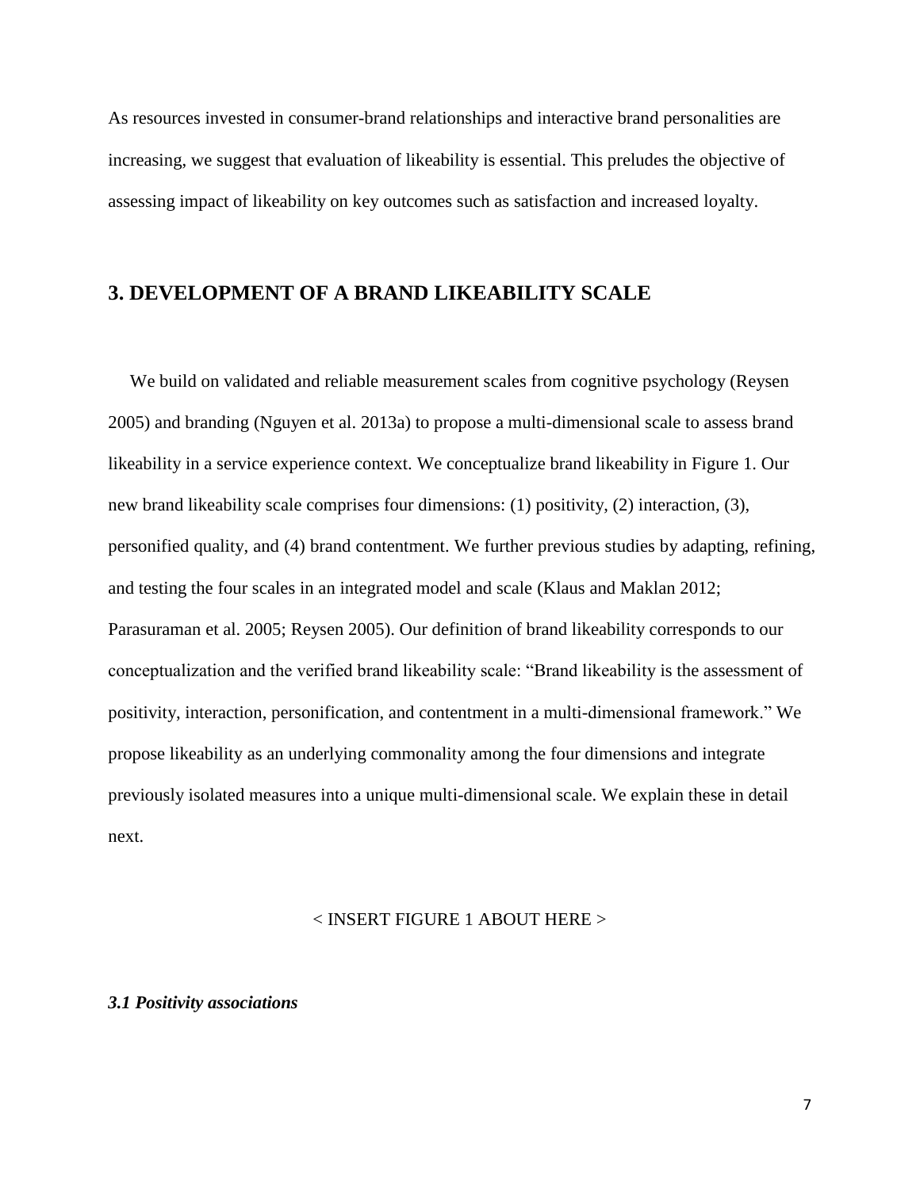As resources invested in consumer-brand relationships and interactive brand personalities are increasing, we suggest that evaluation of likeability is essential. This preludes the objective of assessing impact of likeability on key outcomes such as satisfaction and increased loyalty.

## 3. DEVELOPMENT OF A BRAND LIKEABILITY SCALE

We build on validated and reliable measurement scales from cognitive psychology (Reysen 2005) and branding (Nguyen et al. 2013a) to propose a multi-dimensional scale to assess brand likeability in a service experience context. We conceptualize brand likeability in Figure 1. Our new brand likeability scale comprises four dimensions: (1) positivity, (2) interaction, (3), personified quality, and (4) brand contentment. We further previous studies by adapting, refining, and testing the four scales in an integrated model and scale (Klaus and Maklan 2012; Parasuraman et al. 2005; Reysen 2005). Our definition of brand likeability corresponds to our conceptualization and the verified brand likeability scale: "Brand likeability is the assessment of positivity, interaction, personification, and contentment in a multi-dimensional framework." We propose likeability as an underlying commonality among the four dimensions and integrate previously isolated measures into a unique multi-dimensional scale. We explain these in detail next.

< INSERT FIGURE 1 ABOUT HERE >

### *3.1 Positivity associations*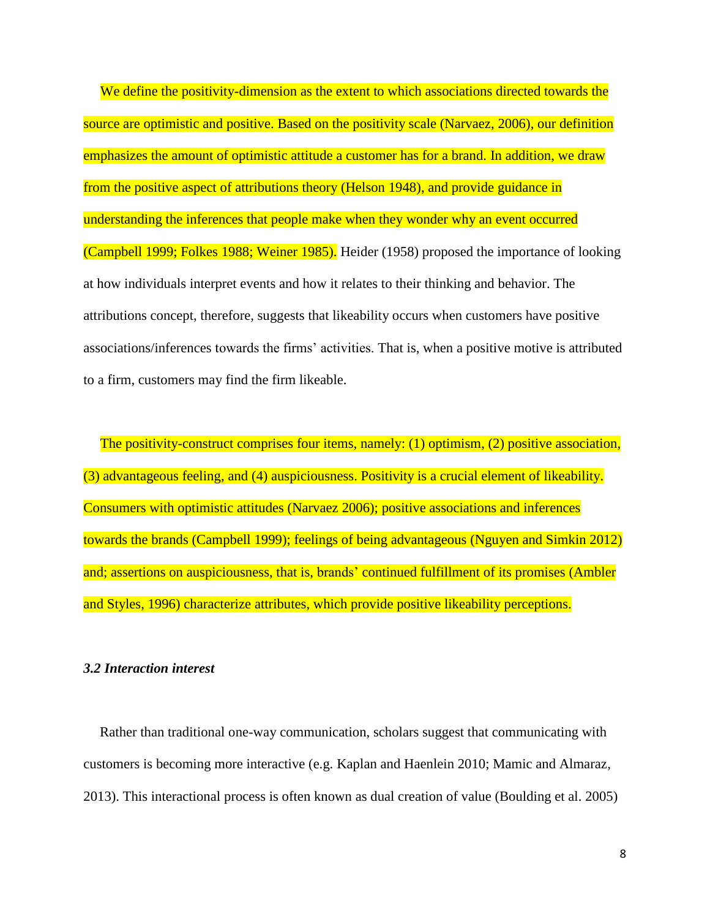We define the positivity-dimension as the extent to which associations directed towards the source are optimistic and positive. Based on the positivity scale (Narvaez, 2006), our definition emphasizes the amount of optimistic attitude a customer has for a brand. In addition, we draw from the positive aspect of attributions theory (Helson 1948), and provide guidance in understanding the inferences that people make when they wonder why an event occurred (Campbell 1999; Folkes 1988; Weiner 1985). Heider (1958) proposed the importance of looking at how individuals interpret events and how it relates to their thinking and behavior. The attributions concept, therefore, suggests that likeability occurs when customers have positive associations/inferences towards the firms' activities. That is, when a positive motive is attributed to a firm, customers may find the firm likeable.

The positivity-construct comprises four items, namely: (1) optimism, (2) positive association, (3) advantageous feeling, and (4) auspiciousness. Positivity is a crucial element of likeability. Consumers with optimistic attitudes (Narvaez 2006); positive associations and inferences towards the brands (Campbell 1999); feelings of being advantageous (Nguyen and Simkin 2012) and; assertions on auspiciousness, that is, brands' continued fulfillment of its promises (Ambler and Styles, 1996) characterize attributes, which provide positive likeability perceptions.

### *3.2 Interaction interest*

Rather than traditional one-way communication, scholars suggest that communicating with customers is becoming more interactive (e.g. Kaplan and Haenlein 2010; Mamic and Almaraz, 2013). This interactional process is often known as dual creation of value (Boulding et al. 2005)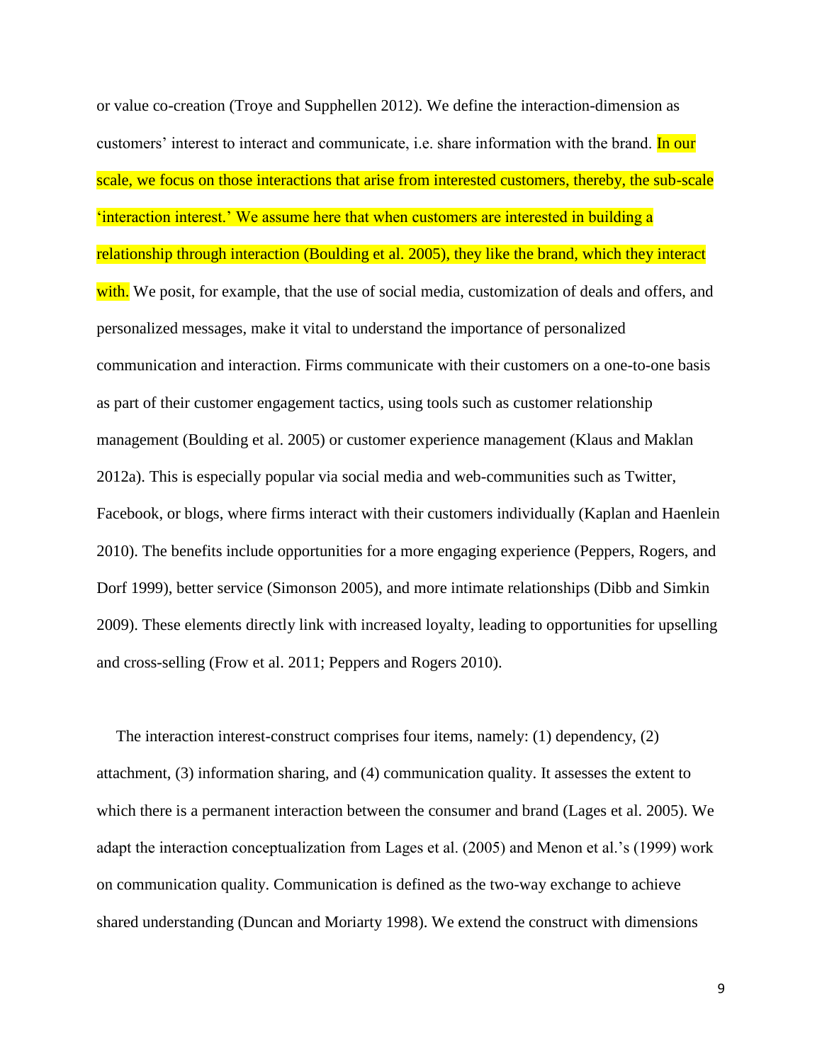or value co-creation (Troye and Supphellen 2012). We define the interaction-dimension as customers' interest to interact and communicate, i.e. share information with the brand. In our scale, we focus on those interactions that arise from interested customers, thereby, the sub-scale 'interaction interest.' We assume here that when customers are interested in building a relationship through interaction (Boulding et al. 2005), they like the brand, which they interact with. We posit, for example, that the use of social media, customization of deals and offers, and personalized messages, make it vital to understand the importance of personalized communication and interaction. Firms communicate with their customers on a one-to-one basis as part of their customer engagement tactics, using tools such as customer relationship management (Boulding et al. 2005) or customer experience management (Klaus and Maklan 2012a). This is especially popular via social media and web-communities such as Twitter, Facebook, or blogs, where firms interact with their customers individually (Kaplan and Haenlein 2010). The benefits include opportunities for a more engaging experience (Peppers, Rogers, and Dorf 1999), better service (Simonson 2005), and more intimate relationships (Dibb and Simkin 2009). These elements directly link with increased loyalty, leading to opportunities for upselling and cross-selling (Frow et al. 2011; Peppers and Rogers 2010).

The interaction interest-construct comprises four items, namely: (1) dependency, (2) attachment, (3) information sharing, and (4) communication quality. It assesses the extent to which there is a permanent interaction between the consumer and brand (Lages et al. 2005). We adapt the interaction conceptualization from Lages et al. (2005) and Menon et al.'s (1999) work on communication quality. Communication is defined as the two-way exchange to achieve shared understanding (Duncan and Moriarty 1998). We extend the construct with dimensions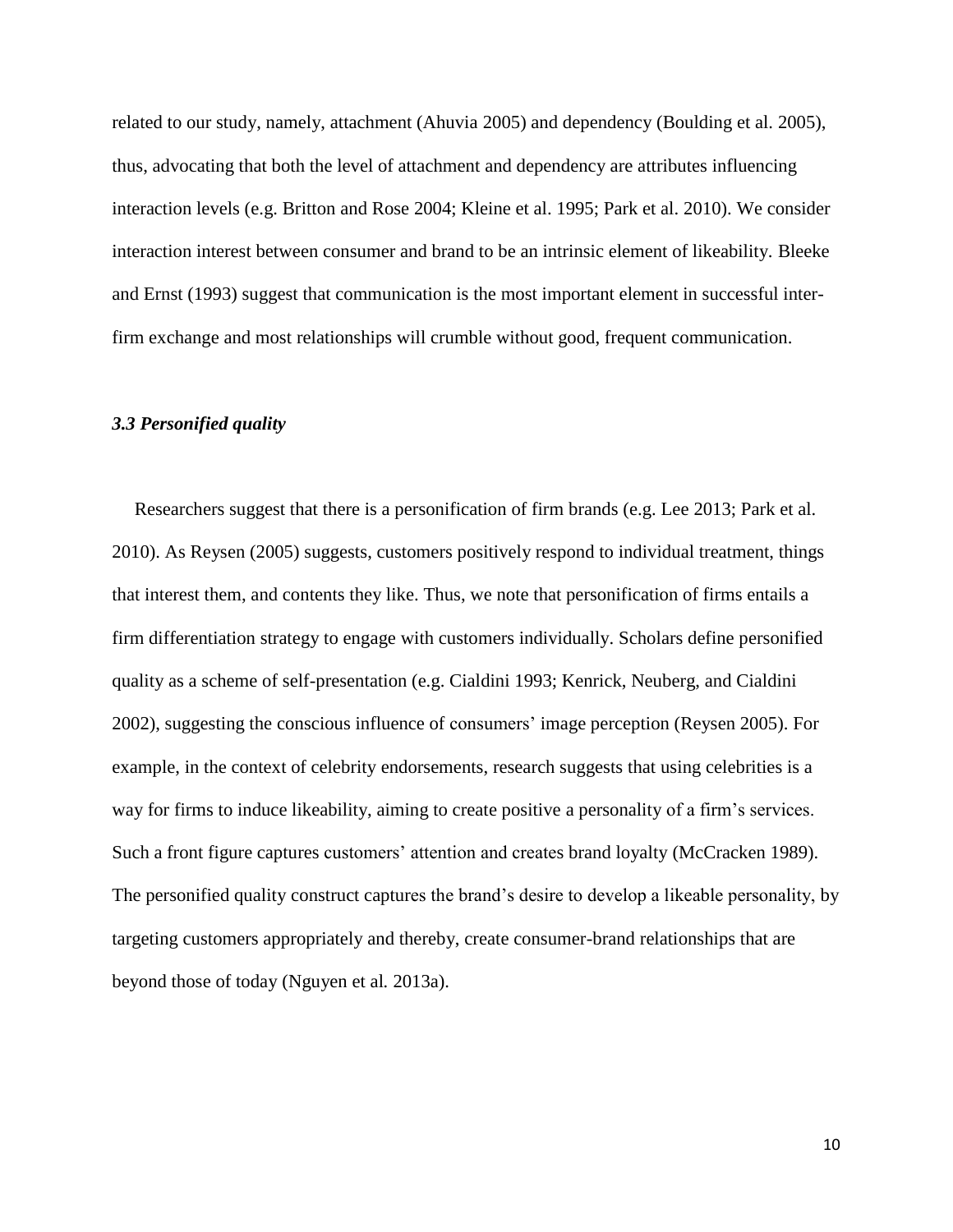related to our study, namely, attachment (Ahuvia 2005) and dependency (Boulding et al. 2005), thus, advocating that both the level of attachment and dependency are attributes influencing interaction levels (e.g. Britton and Rose 2004; Kleine et al. 1995; Park et al. 2010). We consider interaction interest between consumer and brand to be an intrinsic element of likeability. Bleeke and Ernst (1993) suggest that communication is the most important element in successful inter-firm exchange and most relationships will crumble without good, frequent communication.

### *3.3 Personified quality*

Researchers suggest that there is a personification of firm brands (e.g. Lee 2013; Park et al. 2010). As Reysen (2005) suggests, customers positively respond to individual treatment, things that interest them, and contents they like. Thus, we note that personification of firms entails a firm differentiation strategy to engage with customers individually. Scholars define personified quality as a scheme of self-presentation (e.g. Cialdini 1993; Kenrick, Neuberg, and Cialdini 2002), suggesting the conscious influence of consumers' image perception (Reysen 2005). For example, in the context of celebrity endorsements, research suggests that using celebrities is a way for firms to induce likeability, aiming to create positive a personality of a firm's services. Such a front figure captures customers' attention and creates brand loyalty (McCracken 1989). The personified quality construct captures the brand's desire to develop a likeable personality, by targeting customers appropriately and thereby, create consumer-brand relationships that are beyond those of today (Nguyen et al. 2013a).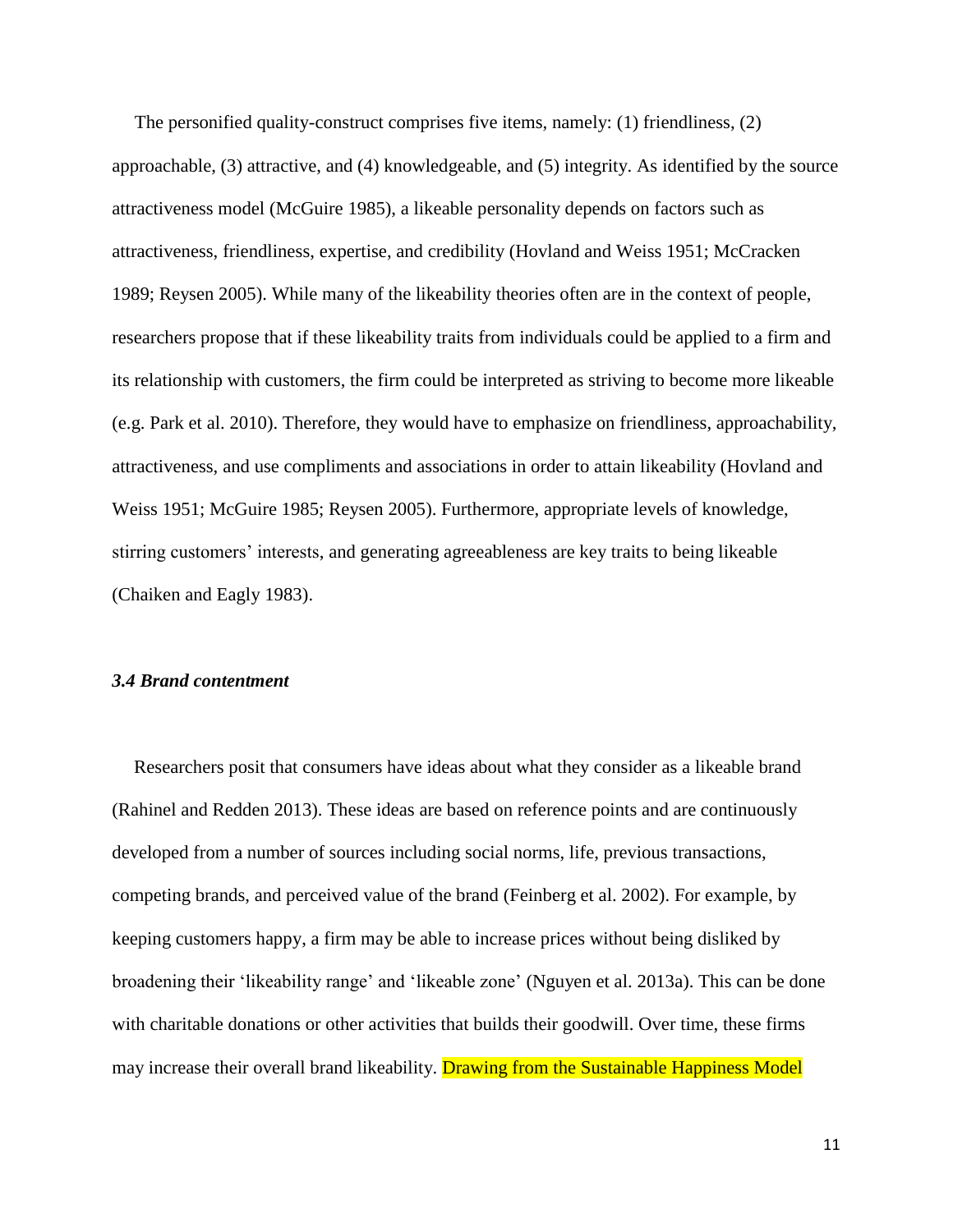The personified quality-construct comprises five items, namely: (1) friendliness, (2) approachable, (3) attractive, and (4) knowledgeable, and (5) integrity. As identified by the source attractiveness model (McGuire 1985), a likeable personality depends on factors such as attractiveness, friendliness, expertise, and credibility (Hovland and Weiss 1951; McCracken 1989; Reysen 2005). While many of the likeability theories often are in the context of people, researchers propose that if these likeability traits from individuals could be applied to a firm and its relationship with customers, the firm could be interpreted as striving to become more likeable (e.g. Park et al. 2010). Therefore, they would have to emphasize on friendliness, approachability, attractiveness, and use compliments and associations in order to attain likeability (Hovland and Weiss 1951; McGuire 1985; Reysen 2005). Furthermore, appropriate levels of knowledge, stirring customers' interests, and generating agreeableness are key traits to being likeable (Chaiken and Eagly 1983).

### *3.4 Brand contentment*

Researchers posit that consumers have ideas about what they consider as a likeable brand (Rahinel and Redden 2013). These ideas are based on reference points and are continuously developed from a number of sources including social norms, life, previous transactions, competing brands, and perceived value of the brand (Feinberg et al. 2002). For example, by keeping customers happy, a firm may be able to increase prices without being disliked by broadening their 'likeability range' and 'likeable zone' (Nguyen et al. 2013a). This can be done with charitable donations or other activities that builds their goodwill. Over time, these firms may increase their overall brand likeability. Drawing from the Sustainable Happiness Model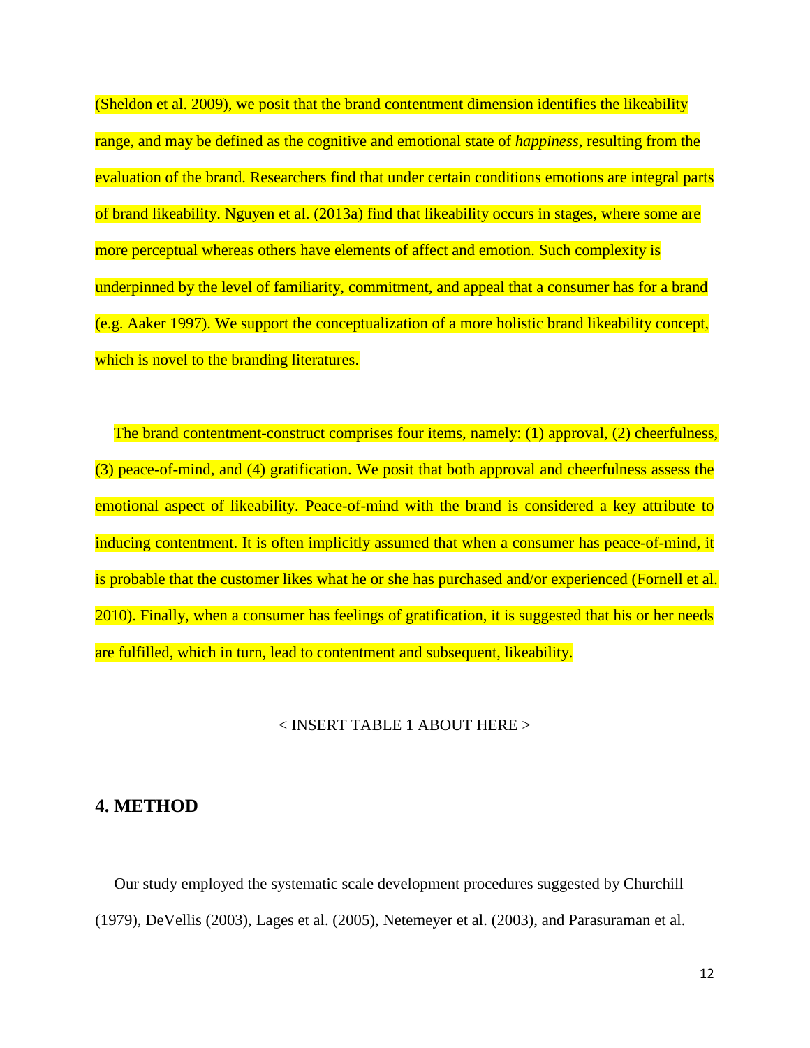(Sheldon et al. 2009), we posit that the brand contentment dimension identifies the likeability range, and may be defined as the cognitive and emotional state of *happiness*, resulting from the evaluation of the brand. Researchers find that under certain conditions emotions are integral parts of brand likeability. Nguyen et al. (2013a) find that likeability occurs in stages, where some are more perceptual whereas others have elements of affect and emotion. Such complexity is underpinned by the level of familiarity, commitment, and appeal that a consumer has for a brand (e.g. Aaker 1997). We support the conceptualization of a more holistic brand likeability concept, which is novel to the branding literatures.

The brand contentment-construct comprises four items, namely: (1) approval, (2) cheerfulness, (3) peace-of-mind, and (4) gratification. We posit that both approval and cheerfulness assess the emotional aspect of likeability. Peace-of-mind with the brand is considered a key attribute to inducing contentment. It is often implicitly assumed that when a consumer has peace-of-mind, it is probable that the customer likes what he or she has purchased and/or experienced (Fornell et al. 2010). Finally, when a consumer has feelings of gratification, it is suggested that his or her needs are fulfilled, which in turn, lead to contentment and subsequent, likeability.

< INSERT TABLE 1 ABOUT HERE >

## 4. METHOD

Our study employed the systematic scale development procedures suggested by Churchill (1979), DeVellis (2003), Lages et al. (2005), Netemeyer et al. (2003), and Parasuraman et al.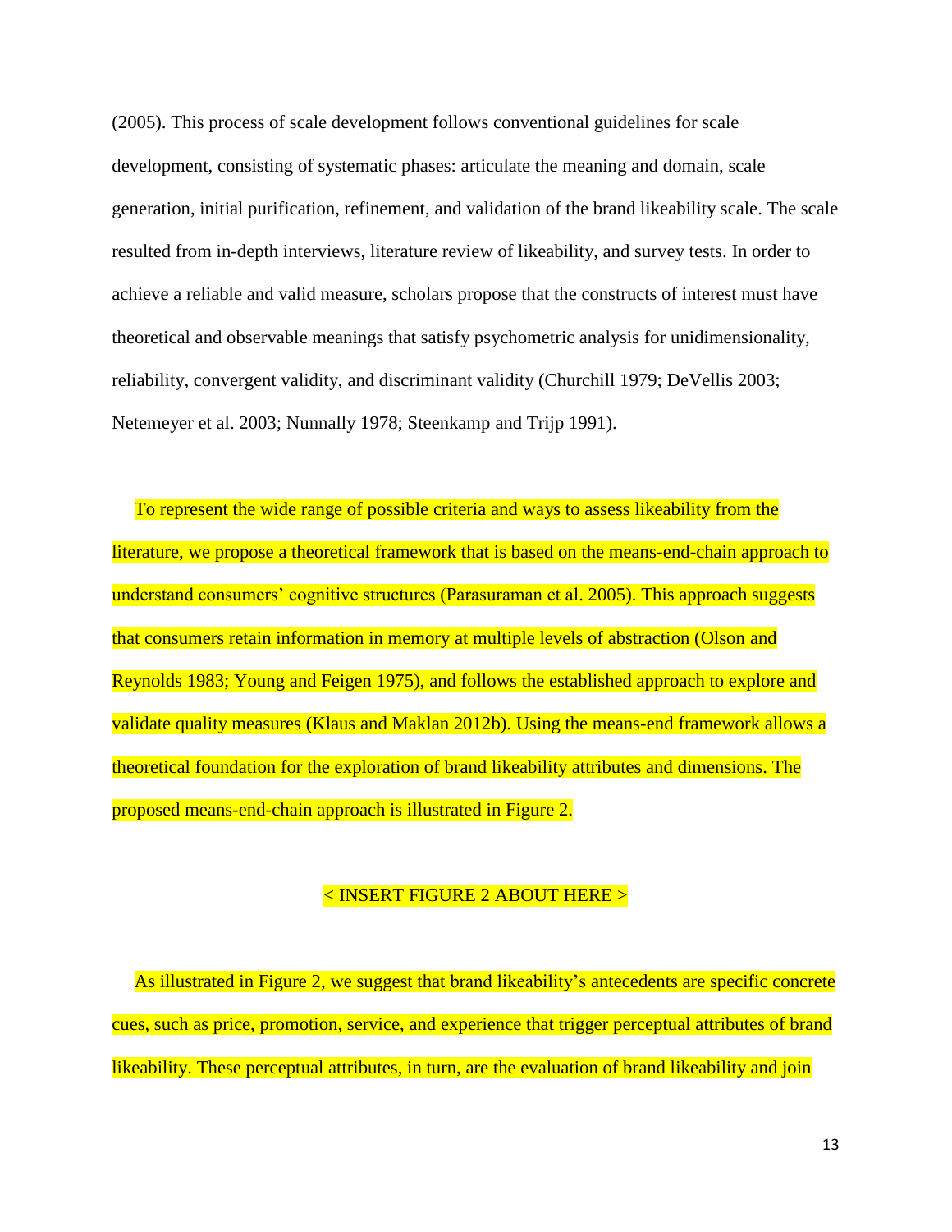(2005). This process of scale development follows conventional guidelines for scale development, consisting of systematic phases: articulate the meaning and domain, scale generation, initial purification, refinement, and validation of the brand likeability scale. The scale resulted from in-depth interviews, literature review of likeability, and survey tests. In order to achieve a reliable and valid measure, scholars propose that the constructs of interest must have theoretical and observable meanings that satisfy psychometric analysis for unidimensionality, reliability, convergent validity, and discriminant validity (Churchill 1979; DeVellis 2003; Netemeyer et al. 2003; Nunnally 1978; Steenkamp and Trijp 1991).

To represent the wide range of possible criteria and ways to assess likeability from the literature, we propose a theoretical framework that is based on the means-end-chain approach to understand consumers' cognitive structures (Parasuraman et al. 2005). This approach suggests that consumers retain information in memory at multiple levels of abstraction (Olson and Reynolds 1983; Young and Feigen 1975), and follows the established approach to explore and validate quality measures (Klaus and Maklan 2012b). Using the means-end framework allows a theoretical foundation for the exploration of brand likeability attributes and dimensions. The proposed means-end-chain approach is illustrated in Figure 2.

< INSERT FIGURE 2 ABOUT HERE >

As illustrated in Figure 2, we suggest that brand likeability's antecedents are specific concrete cues, such as price, promotion, service, and experience that trigger perceptual attributes of brand likeability. These perceptual attributes, in turn, are the evaluation of brand likeability and join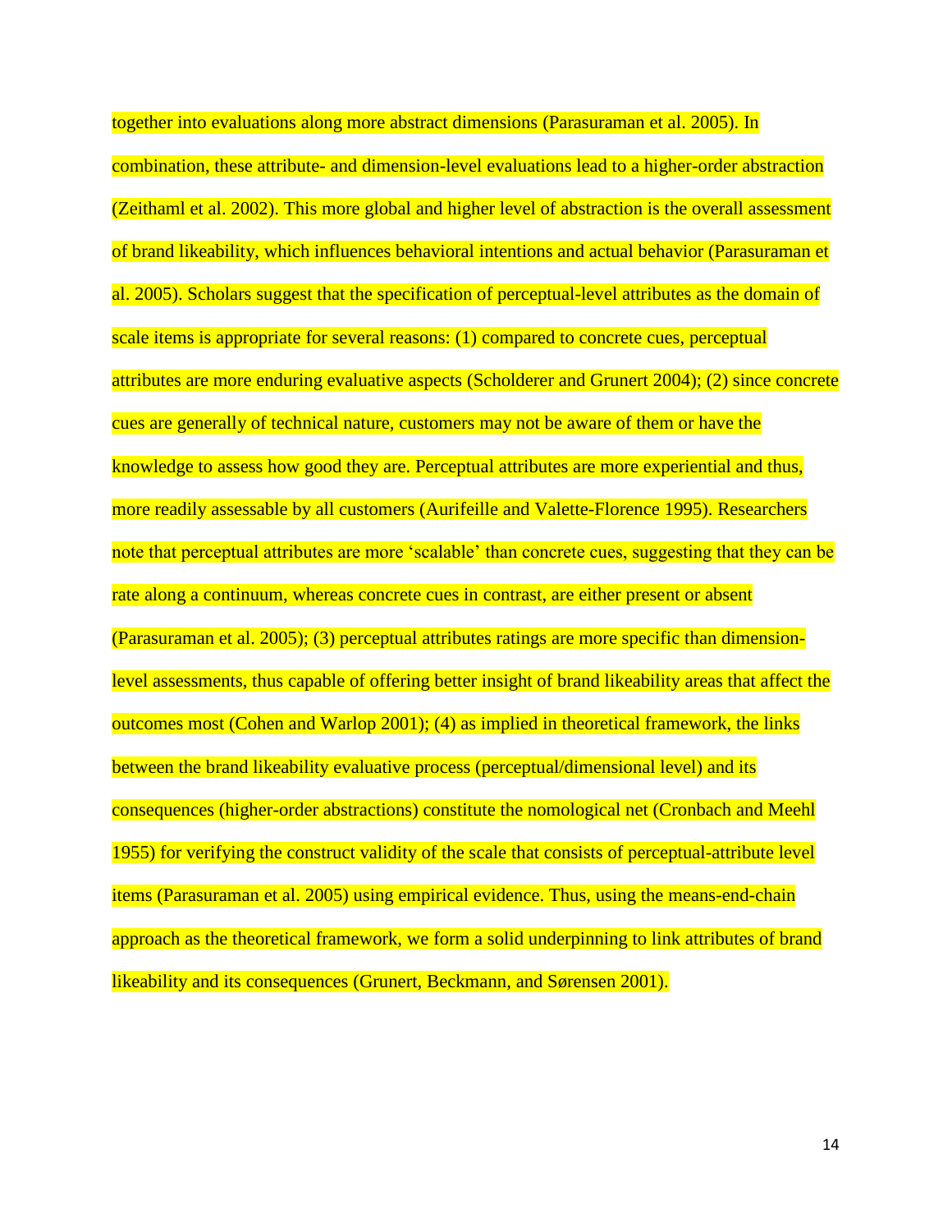together into evaluations along more abstract dimensions (Parasuraman et al. 2005). In combination, these attribute- and dimension-level evaluations lead to a higher-order abstraction (Zeithaml et al. 2002). This more global and higher level of abstraction is the overall assessment of brand likeability, which influences behavioral intentions and actual behavior (Parasuraman et al. 2005). Scholars suggest that the specification of perceptual-level attributes as the domain of scale items is appropriate for several reasons: (1) compared to concrete cues, perceptual attributes are more enduring evaluative aspects (Scholderer and Grunert 2004); (2) since concrete cues are generally of technical nature, customers may not be aware of them or have the knowledge to assess how good they are. Perceptual attributes are more experiential and thus, more readily assessable by all customers (Aurifeille and Valette-Florence 1995). Researchers note that perceptual attributes are more 'scalable' than concrete cues, suggesting that they can be rate along a continuum, whereas concrete cues in contrast, are either present or absent (Parasuraman et al. 2005); (3) perceptual attributes ratings are more specific than dimension-level assessments, thus capable of offering better insight of brand likeability areas that affect the outcomes most (Cohen and Warlop 2001); (4) as implied in theoretical framework, the links between the brand likeability evaluative process (perceptual/dimensional level) and its consequences (higher-order abstractions) constitute the nomological net (Cronbach and Meehl 1955) for verifying the construct validity of the scale that consists of perceptual-attribute level items (Parasuraman et al. 2005) using empirical evidence. Thus, using the means-end-chain approach as the theoretical framework, we form a solid underpinning to link attributes of brand likeability and its consequences (Grunert, Beckmann, and Sørensen 2001).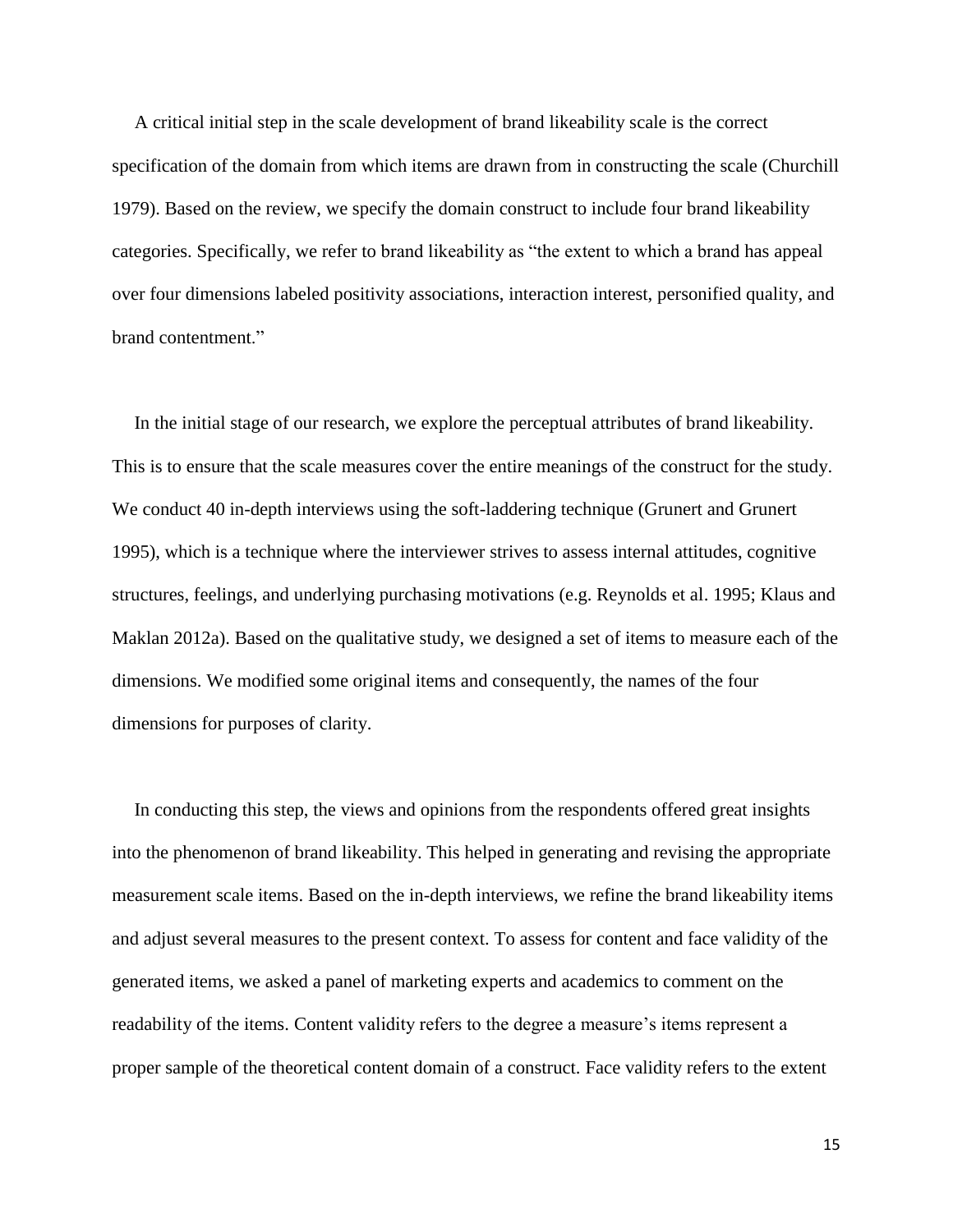A critical initial step in the scale development of brand likeability scale is the correct specification of the domain from which items are drawn from in constructing the scale (Churchill 1979). Based on the review, we specify the domain construct to include four brand likeability categories. Specifically, we refer to brand likeability as "the extent to which a brand has appeal over four dimensions labeled positivity associations, interaction interest, personified quality, and brand contentment."

In the initial stage of our research, we explore the perceptual attributes of brand likeability. This is to ensure that the scale measures cover the entire meanings of the construct for the study. We conduct 40 in-depth interviews using the soft-laddering technique (Grunert and Grunert 1995), which is a technique where the interviewer strives to assess internal attitudes, cognitive structures, feelings, and underlying purchasing motivations (e.g. Reynolds et al. 1995; Klaus and Maklan 2012a). Based on the qualitative study, we designed a set of items to measure each of the dimensions. We modified some original items and consequently, the names of the four dimensions for purposes of clarity.

In conducting this step, the views and opinions from the respondents offered great insights into the phenomenon of brand likeability. This helped in generating and revising the appropriate measurement scale items. Based on the in-depth interviews, we refine the brand likeability items and adjust several measures to the present context. To assess for content and face validity of the generated items, we asked a panel of marketing experts and academics to comment on the readability of the items. Content validity refers to the degree a measure's items represent a proper sample of the theoretical content domain of a construct. Face validity refers to the extent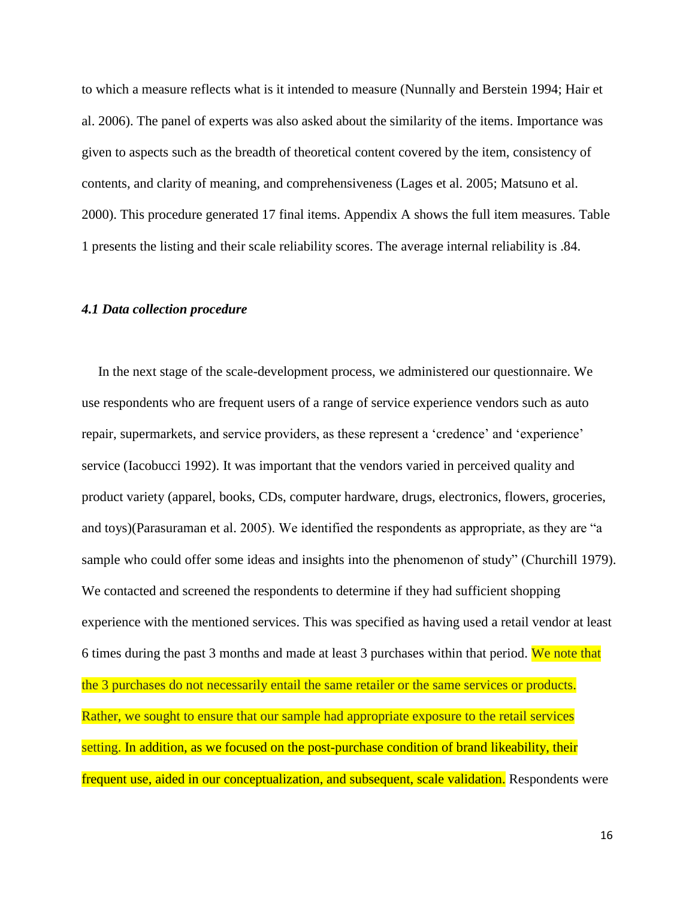to which a measure reflects what is it intended to measure (Nunnally and Berstein 1994; Hair et al. 2006). The panel of experts was also asked about the similarity of the items. Importance was given to aspects such as the breadth of theoretical content covered by the item, consistency of contents, and clarity of meaning, and comprehensiveness (Lages et al. 2005; Matsuno et al. 2000). This procedure generated 17 final items. Appendix A shows the full item measures. Table 1 presents the listing and their scale reliability scores. The average internal reliability is .84.

### *4.1 Data collection procedure*

In the next stage of the scale-development process, we administered our questionnaire. We use respondents who are frequent users of a range of service experience vendors such as auto repair, supermarkets, and service providers, as these represent a 'credence' and 'experience' service (Iacobucci 1992). It was important that the vendors varied in perceived quality and product variety (apparel, books, CDs, computer hardware, drugs, electronics, flowers, groceries, and toys)(Parasuraman et al. 2005). We identified the respondents as appropriate, as they are "a sample who could offer some ideas and insights into the phenomenon of study" (Churchill 1979). We contacted and screened the respondents to determine if they had sufficient shopping experience with the mentioned services. This was specified as having used a retail vendor at least 6 times during the past 3 months and made at least 3 purchases within that period. We note that the 3 purchases do not necessarily entail the same retailer or the same services or products. Rather, we sought to ensure that our sample had appropriate exposure to the retail services setting. In addition, as we focused on the post-purchase condition of brand likeability, their frequent use, aided in our conceptualization, and subsequent, scale validation. Respondents were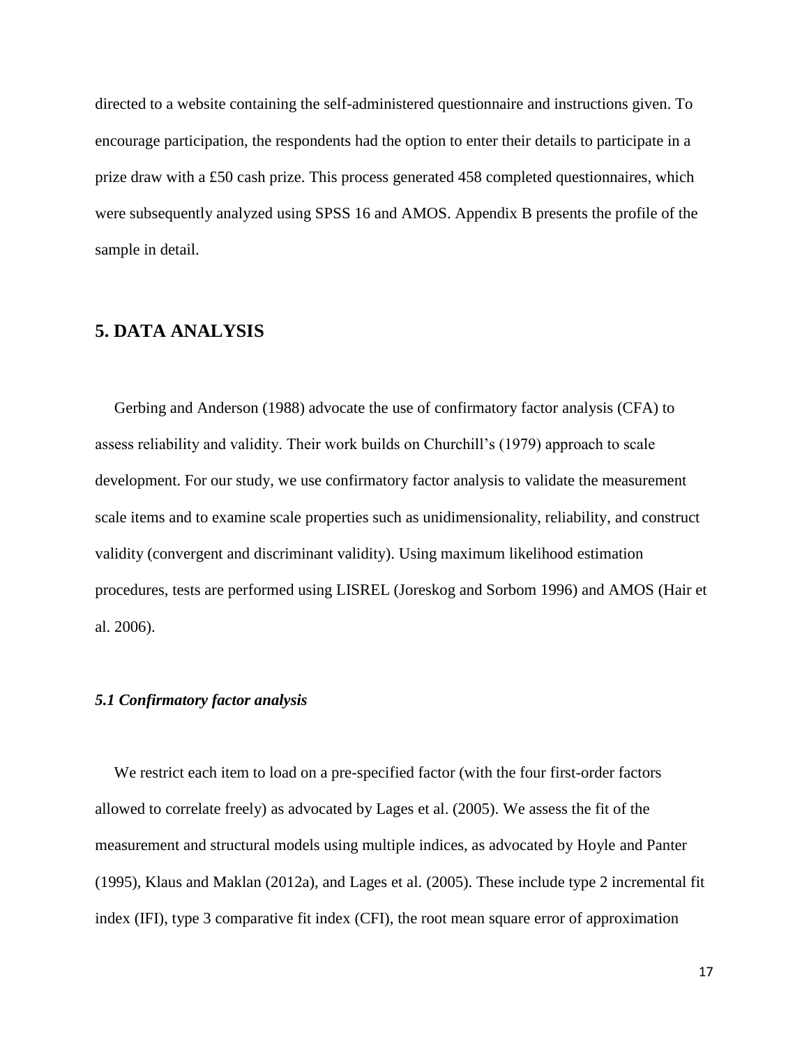directed to a website containing the self-administered questionnaire and instructions given. To encourage participation, the respondents had the option to enter their details to participate in a prize draw with a £50 cash prize. This process generated 458 completed questionnaires, which were subsequently analyzed using SPSS 16 and AMOS. Appendix B presents the profile of the sample in detail.

## 5. DATA ANALYSIS

Gerbing and Anderson (1988) advocate the use of confirmatory factor analysis (CFA) to assess reliability and validity. Their work builds on Churchill's (1979) approach to scale development. For our study, we use confirmatory factor analysis to validate the measurement scale items and to examine scale properties such as unidimensionality, reliability, and construct validity (convergent and discriminant validity). Using maximum likelihood estimation procedures, tests are performed using LISREL (Joreskog and Sorbom 1996) and AMOS (Hair et al. 2006).

### *5.1 Confirmatory factor analysis*

We restrict each item to load on a pre-specified factor (with the four first-order factors allowed to correlate freely) as advocated by Lages et al. (2005). We assess the fit of the measurement and structural models using multiple indices, as advocated by Hoyle and Panter (1995), Klaus and Maklan (2012a), and Lages et al. (2005). These include type 2 incremental fit index (IFI), type 3 comparative fit index (CFI), the root mean square error of approximation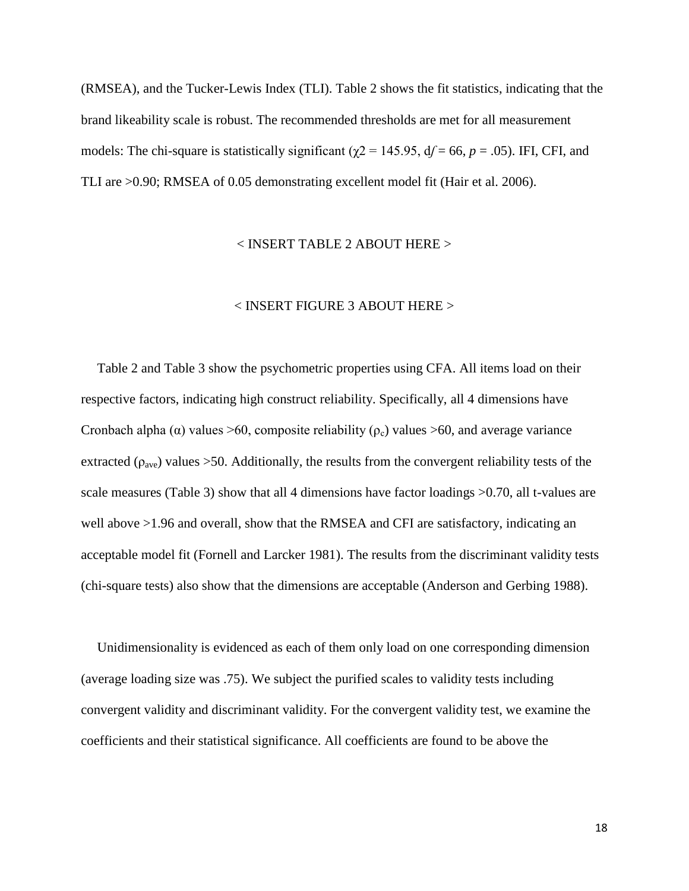(RMSEA), and the Tucker-Lewis Index (TLI). Table 2 shows the fit statistics, indicating that the brand likeability scale is robust. The recommended thresholds are met for all measurement models: The chi-square is statistically significant ($\chi 2 = 145.95$, d*f* = 66, *p* = .05). IFI, CFI, and TLI are >0.90; RMSEA of 0.05 demonstrating excellent model fit (Hair et al. 2006).

< INSERT TABLE 2 ABOUT HERE >

< INSERT FIGURE 3 ABOUT HERE >

Table 2 and Table 3 show the psychometric properties using CFA. All items load on their respective factors, indicating high construct reliability. Specifically, all 4 dimensions have Cronbach alpha ($\alpha$) values >60, composite reliability ($\rho_c$) values >60, and average variance extracted ($\rho_{ave}$) values >50. Additionally, the results from the convergent reliability tests of the scale measures (Table 3) show that all 4 dimensions have factor loadings >0.70, all t-values are well above >1.96 and overall, show that the RMSEA and CFI are satisfactory, indicating an acceptable model fit (Fornell and Larcker 1981). The results from the discriminant validity tests (chi-square tests) also show that the dimensions are acceptable (Anderson and Gerbing 1988).

Unidimensionality is evidenced as each of them only load on one corresponding dimension (average loading size was .75). We subject the purified scales to validity tests including convergent validity and discriminant validity. For the convergent validity test, we examine the coefficients and their statistical significance. All coefficients are found to be above the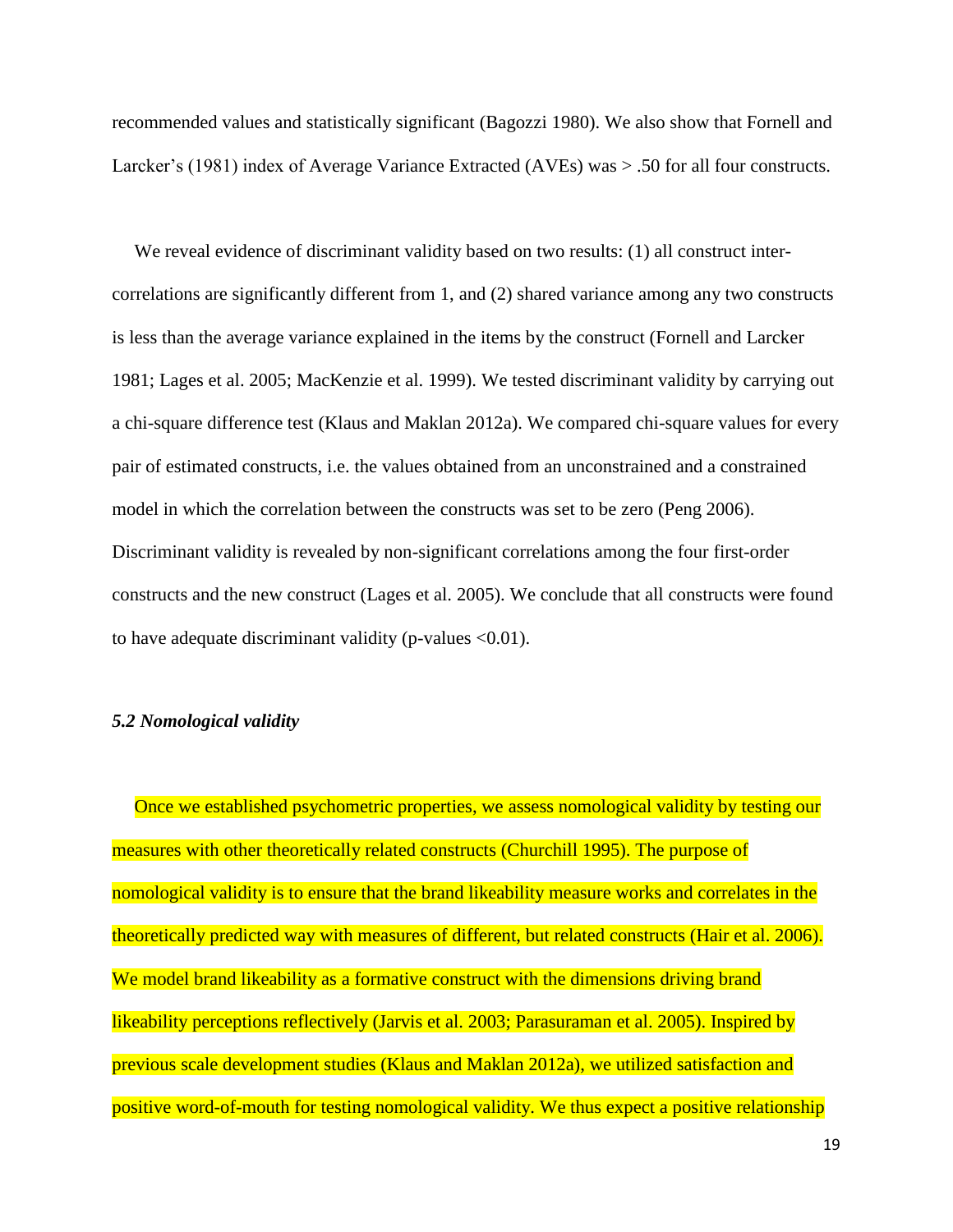recommended values and statistically significant (Bagozzi 1980). We also show that Fornell and Larcker's (1981) index of Average Variance Extracted (AVEs) was > .50 for all four constructs.

We reveal evidence of discriminant validity based on two results: (1) all construct inter-correlations are significantly different from 1, and (2) shared variance among any two constructs is less than the average variance explained in the items by the construct (Fornell and Larcker 1981; Lages et al. 2005; MacKenzie et al. 1999). We tested discriminant validity by carrying out a chi-square difference test (Klaus and Maklan 2012a). We compared chi-square values for every pair of estimated constructs, i.e. the values obtained from an unconstrained and a constrained model in which the correlation between the constructs was set to be zero (Peng 2006). Discriminant validity is revealed by non-significant correlations among the four first-order constructs and the new construct (Lages et al. 2005). We conclude that all constructs were found to have adequate discriminant validity (p-values <0.01).

### *5.2 Nomological validity*

Once we established psychometric properties, we assess nomological validity by testing our measures with other theoretically related constructs (Churchill 1995). The purpose of nomological validity is to ensure that the brand likeability measure works and correlates in the theoretically predicted way with measures of different, but related constructs (Hair et al. 2006). We model brand likeability as a formative construct with the dimensions driving brand likeability perceptions reflectively (Jarvis et al. 2003; Parasuraman et al. 2005). Inspired by previous scale development studies (Klaus and Maklan 2012a), we utilized satisfaction and positive word-of-mouth for testing nomological validity. We thus expect a positive relationship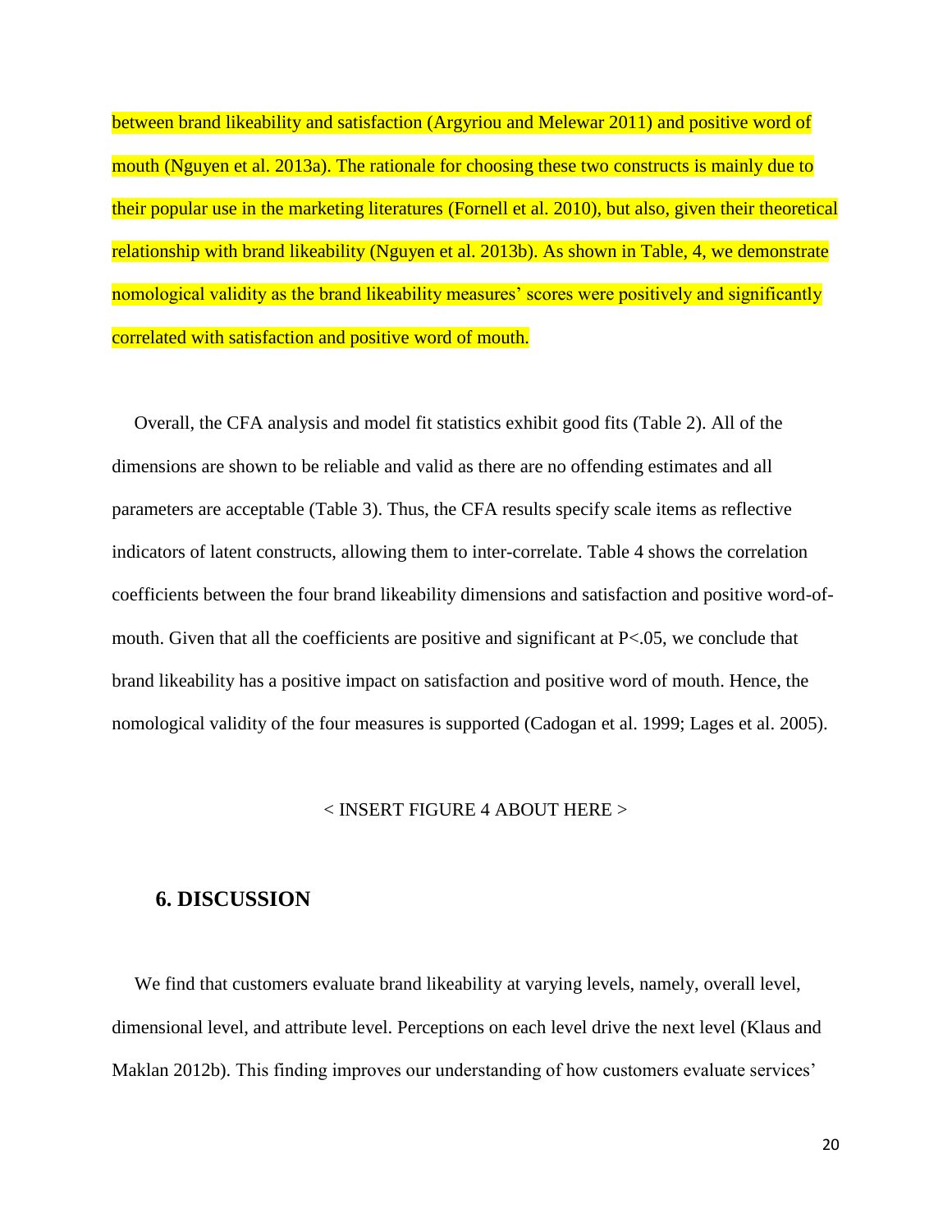between brand likeability and satisfaction (Argyriou and Melewar 2011) and positive word of mouth (Nguyen et al. 2013a). The rationale for choosing these two constructs is mainly due to their popular use in the marketing literatures (Fornell et al. 2010), but also, given their theoretical relationship with brand likeability (Nguyen et al. 2013b). As shown in Table, 4, we demonstrate nomological validity as the brand likeability measures' scores were positively and significantly correlated with satisfaction and positive word of mouth.

Overall, the CFA analysis and model fit statistics exhibit good fits (Table 2). All of the dimensions are shown to be reliable and valid as there are no offending estimates and all parameters are acceptable (Table 3). Thus, the CFA results specify scale items as reflective indicators of latent constructs, allowing them to inter-correlate. Table 4 shows the correlation coefficients between the four brand likeability dimensions and satisfaction and positive word-of-mouth. Given that all the coefficients are positive and significant at $P<.05$, we conclude that brand likeability has a positive impact on satisfaction and positive word of mouth. Hence, the nomological validity of the four measures is supported (Cadogan et al. 1999; Lages et al. 2005).

< INSERT FIGURE 4 ABOUT HERE >

## 6. DISCUSSION

We find that customers evaluate brand likeability at varying levels, namely, overall level, dimensional level, and attribute level. Perceptions on each level drive the next level (Klaus and Maklan 2012b). This finding improves our understanding of how customers evaluate services'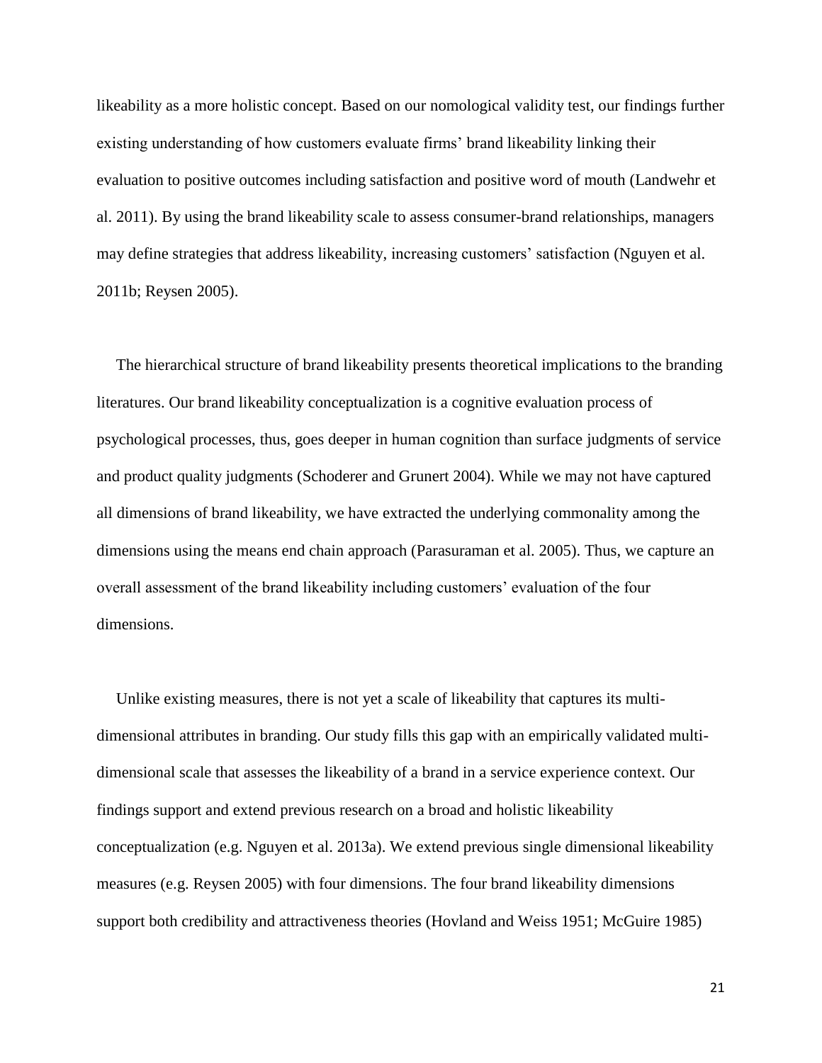likeability as a more holistic concept. Based on our nomological validity test, our findings further existing understanding of how customers evaluate firms' brand likeability linking their evaluation to positive outcomes including satisfaction and positive word of mouth (Landwehr et al. 2011). By using the brand likeability scale to assess consumer-brand relationships, managers may define strategies that address likeability, increasing customers' satisfaction (Nguyen et al. 2011b; Reysen 2005).

The hierarchical structure of brand likeability presents theoretical implications to the branding literatures. Our brand likeability conceptualization is a cognitive evaluation process of psychological processes, thus, goes deeper in human cognition than surface judgments of service and product quality judgments (Schoderer and Grunert 2004). While we may not have captured all dimensions of brand likeability, we have extracted the underlying commonality among the dimensions using the means end chain approach (Parasuraman et al. 2005). Thus, we capture an overall assessment of the brand likeability including customers' evaluation of the four dimensions.

Unlike existing measures, there is not yet a scale of likeability that captures its multi-dimensional attributes in branding. Our study fills this gap with an empirically validated multi-dimensional scale that assesses the likeability of a brand in a service experience context. Our findings support and extend previous research on a broad and holistic likeability conceptualization (e.g. Nguyen et al. 2013a). We extend previous single dimensional likeability measures (e.g. Reysen 2005) with four dimensions. The four brand likeability dimensions support both credibility and attractiveness theories (Hovland and Weiss 1951; McGuire 1985)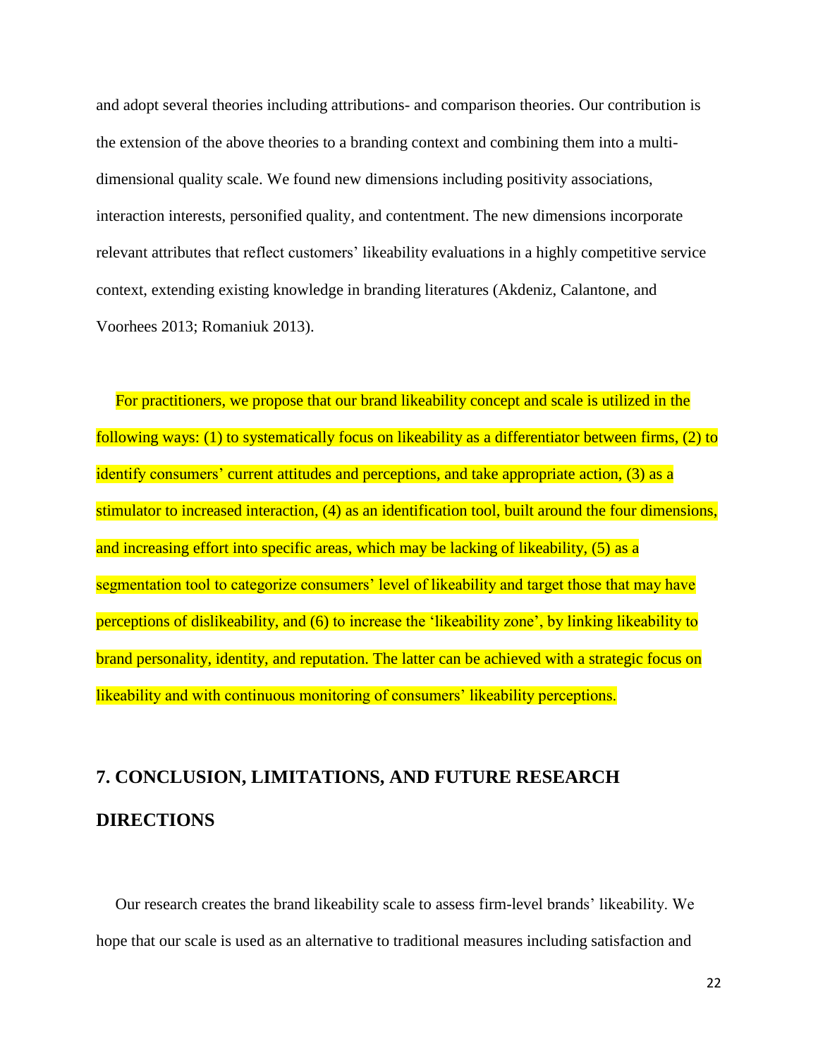and adopt several theories including attributions- and comparison theories. Our contribution is the extension of the above theories to a branding context and combining them into a multi-dimensional quality scale. We found new dimensions including positivity associations, interaction interests, personified quality, and contentment. The new dimensions incorporate relevant attributes that reflect customers' likeability evaluations in a highly competitive service context, extending existing knowledge in branding literatures (Akdeniz, Calantone, and Voorhees 2013; Romaniuk 2013).

For practitioners, we propose that our brand likeability concept and scale is utilized in the following ways: (1) to systematically focus on likeability as a differentiator between firms, (2) to identify consumers' current attitudes and perceptions, and take appropriate action, (3) as a stimulator to increased interaction, (4) as an identification tool, built around the four dimensions, and increasing effort into specific areas, which may be lacking of likeability, (5) as a segmentation tool to categorize consumers' level of likeability and target those that may have perceptions of dislikeability, and (6) to increase the 'likeability zone', by linking likeability to brand personality, identity, and reputation. The latter can be achieved with a strategic focus on likeability and with continuous monitoring of consumers' likeability perceptions.

## 7. CONCLUSION, LIMITATIONS, AND FUTURE RESEARCH DIRECTIONS

Our research creates the brand likeability scale to assess firm-level brands' likeability. We hope that our scale is used as an alternative to traditional measures including satisfaction and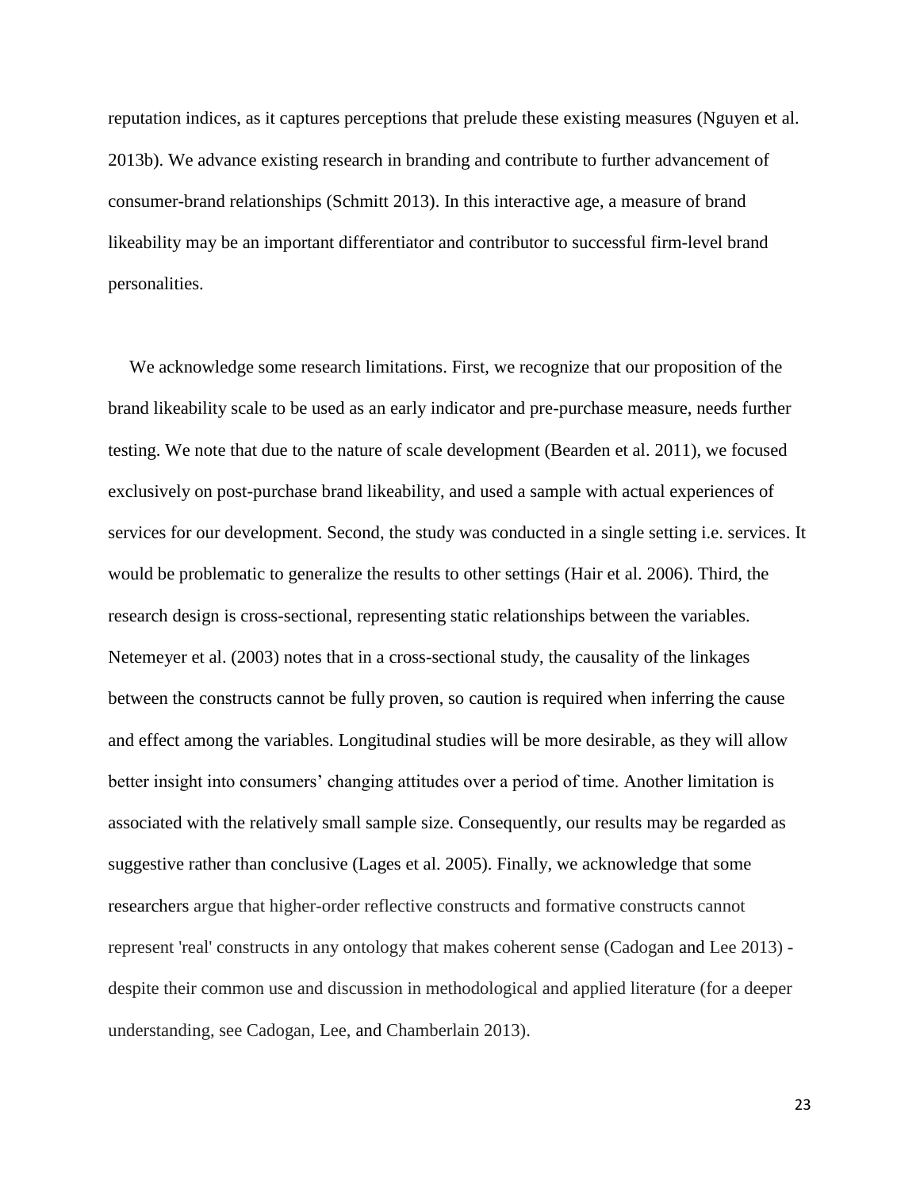reputation indices, as it captures perceptions that prelude these existing measures (Nguyen et al. 2013b). We advance existing research in branding and contribute to further advancement of consumer-brand relationships (Schmitt 2013). In this interactive age, a measure of brand likeability may be an important differentiator and contributor to successful firm-level brand personalities.

We acknowledge some research limitations. First, we recognize that our proposition of the brand likeability scale to be used as an early indicator and pre-purchase measure, needs further testing. We note that due to the nature of scale development (Bearden et al. 2011), we focused exclusively on post-purchase brand likeability, and used a sample with actual experiences of services for our development. Second, the study was conducted in a single setting i.e. services. It would be problematic to generalize the results to other settings (Hair et al. 2006). Third, the research design is cross-sectional, representing static relationships between the variables. Netemeyer et al. (2003) notes that in a cross-sectional study, the causality of the linkages between the constructs cannot be fully proven, so caution is required when inferring the cause and effect among the variables. Longitudinal studies will be more desirable, as they will allow better insight into consumers' changing attitudes over a period of time. Another limitation is associated with the relatively small sample size. Consequently, our results may be regarded as suggestive rather than conclusive (Lages et al. 2005). Finally, we acknowledge that some researchers argue that higher-order reflective constructs and formative constructs cannot represent 'real' constructs in any ontology that makes coherent sense (Cadogan and Lee 2013) - despite their common use and discussion in methodological and applied literature (for a deeper understanding, see Cadogan, Lee, and Chamberlain 2013).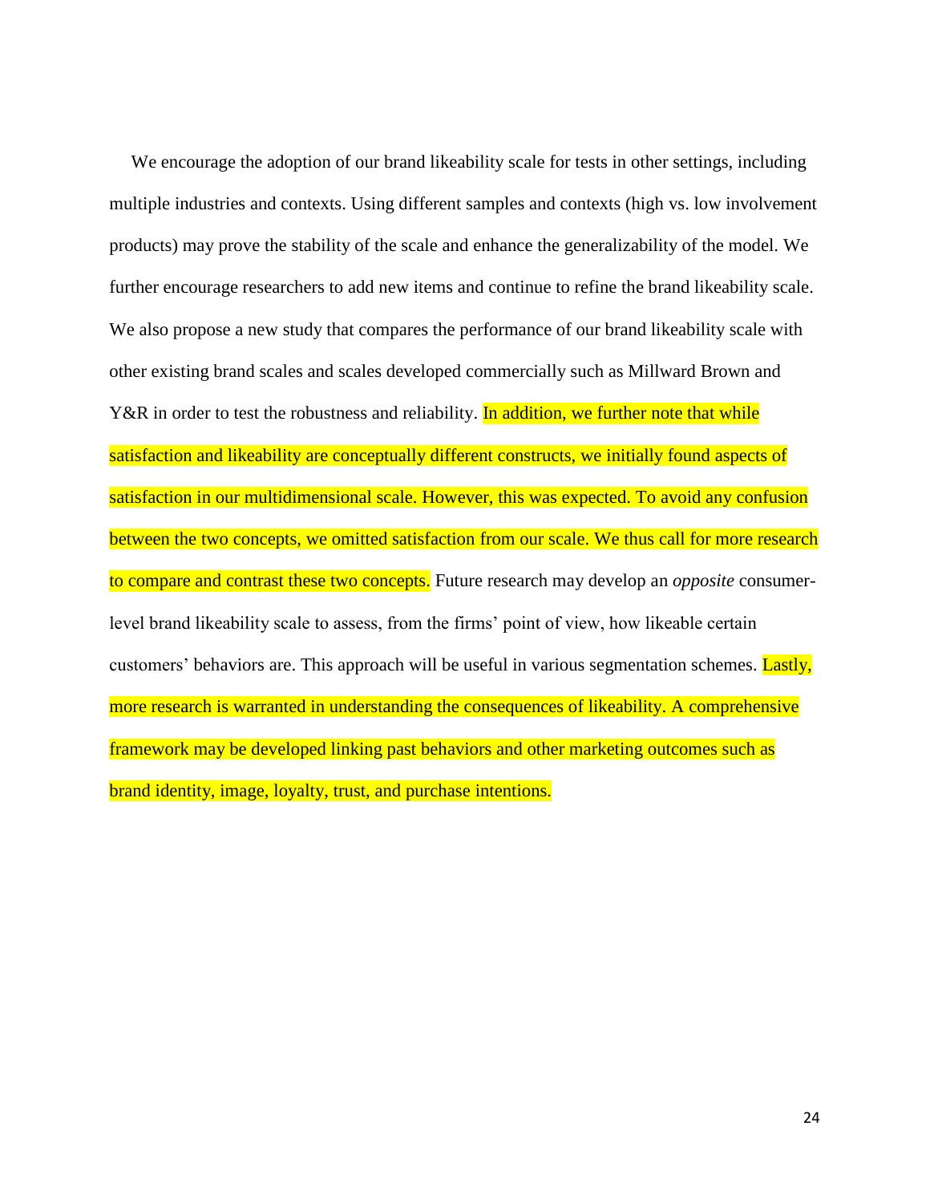We encourage the adoption of our brand likeability scale for tests in other settings, including multiple industries and contexts. Using different samples and contexts (high vs. low involvement products) may prove the stability of the scale and enhance the generalizability of the model. We further encourage researchers to add new items and continue to refine the brand likeability scale. We also propose a new study that compares the performance of our brand likeability scale with other existing brand scales and scales developed commercially such as Millward Brown and Y&R in order to test the robustness and reliability. In addition, we further note that while satisfaction and likeability are conceptually different constructs, we initially found aspects of satisfaction in our multidimensional scale. However, this was expected. To avoid any confusion between the two concepts, we omitted satisfaction from our scale. We thus call for more research to compare and contrast these two concepts. Future research may develop an *opposite* consumer-level brand likeability scale to assess, from the firms' point of view, how likeable certain customers' behaviors are. This approach will be useful in various segmentation schemes. Lastly, more research is warranted in understanding the consequences of likeability. A comprehensive framework may be developed linking past behaviors and other marketing outcomes such as brand identity, image, loyalty, trust, and purchase intentions.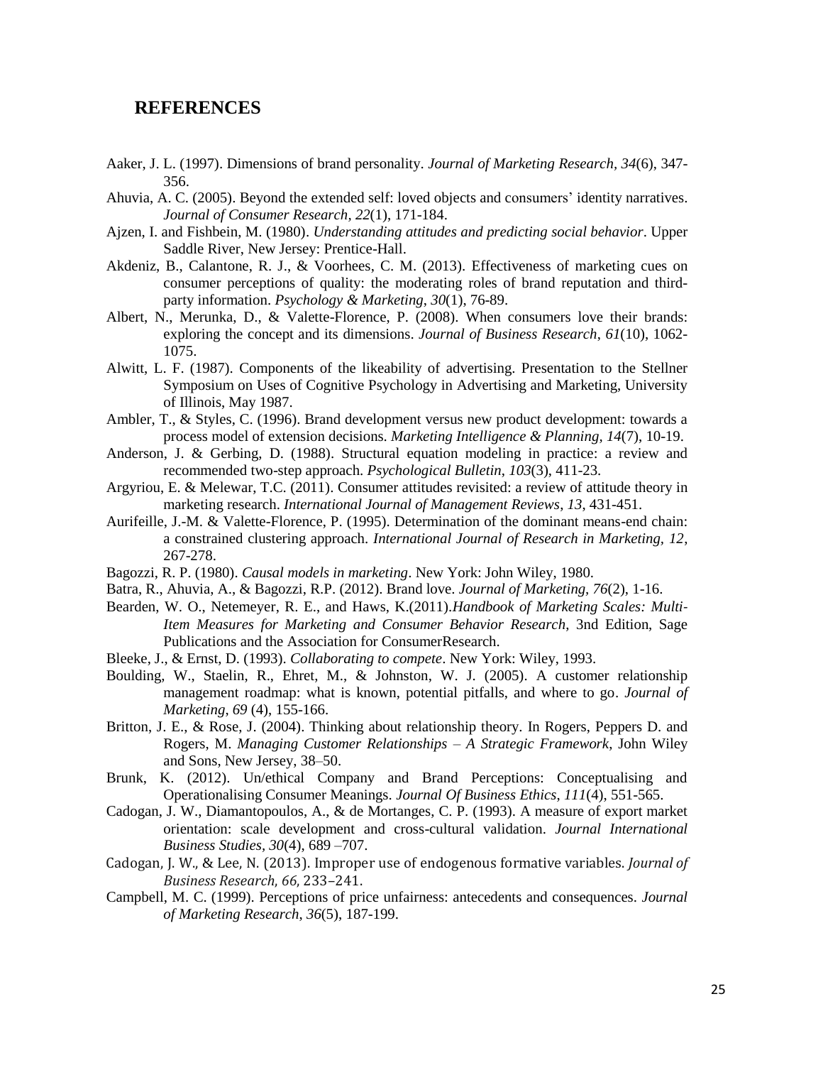# REFERENCES

Aaker, J. L. (1997). Dimensions of brand personality. *Journal of Marketing Research*, *34*(6), 347-356.

Ahuvia, A. C. (2005). Beyond the extended self: loved objects and consumers' identity narratives. *Journal of Consumer Research, 22*(1), 171-184.

Ajzen, I. and Fishbein, M. (1980). *Understanding attitudes and predicting social behavior*. Upper Saddle River, New Jersey: Prentice-Hall.

Akdeniz, B., Calantone, R. J., & Voorhees, C. M. (2013). Effectiveness of marketing cues on consumer perceptions of quality: the moderating roles of brand reputation and third-party information. *Psychology & Marketing*, *30*(1), 76-89.

Albert, N., Merunka, D., & Valette-Florence, P. (2008). When consumers love their brands: exploring the concept and its dimensions. *Journal of Business Research*, *61*(10), 1062-1075.

Alwitt, L. F. (1987). Components of the likeability of advertising. Presentation to the Stellner Symposium on Uses of Cognitive Psychology in Advertising and Marketing, University of Illinois, May 1987.

Ambler, T., & Styles, C. (1996). Brand development versus new product development: towards a process model of extension decisions. *Marketing Intelligence & Planning, 14*(7), 10-19.

Anderson, J. & Gerbing, D. (1988). Structural equation modeling in practice: a review and recommended two-step approach. *Psychological Bulletin*, *103*(3), 411-23.

Argyriou, E. & Melewar, T.C. (2011). Consumer attitudes revisited: a review of attitude theory in marketing research. *International Journal of Management Reviews*, *13*, 431-451.

Aurifeille, J.-M. & Valette-Florence, P. (1995). Determination of the dominant means-end chain: a constrained clustering approach. *International Journal of Research in Marketing, 12*, 267-278.

Bagozzi, R. P. (1980). *Causal models in marketing*. New York: John Wiley, 1980.

Batra, R., Ahuvia, A., & Bagozzi, R.P. (2012). Brand love. *Journal of Marketing, 76*(2), 1-16.

Bearden, W. O., Netemeyer, R. E., and Haws, K.(2011).*Handbook of Marketing Scales: Multi-Item Measures for Marketing and Consumer Behavior Research*, 3nd Edition, Sage Publications and the Association for ConsumerResearch.

Bleeke, J., & Ernst, D. (1993). *Collaborating to compete*. New York: Wiley, 1993.

Boulding, W., Staelin, R., Ehret, M., & Johnston, W. J. (2005). A customer relationship management roadmap: what is known, potential pitfalls, and where to go. *Journal of Marketing*, *69* (4), 155-166.

Britton, J. E., & Rose, J. (2004). Thinking about relationship theory. In Rogers, Peppers D. and Rogers, M. *Managing Customer Relationships – A Strategic Framework*, John Wiley and Sons, New Jersey, 38–50.

Brunk, K. (2012). Un/ethical Company and Brand Perceptions: Conceptualising and Operationalising Consumer Meanings. *Journal Of Business Ethics*, *111*(4), 551-565.

Cadogan, J. W., Diamantopoulos, A., & de Mortanges, C. P. (1993). A measure of export market orientation: scale development and cross-cultural validation. *Journal International Business Studies*, *30*(4), 689 –707.

Cadogan, J. W., & Lee, N. (2013). Improper use of endogenous formative variables. *Journal of Business Research, 66,* 233–241.

Campbell, M. C. (1999). Perceptions of price unfairness: antecedents and consequences. *Journal of Marketing Research*, *36*(5), 187-199.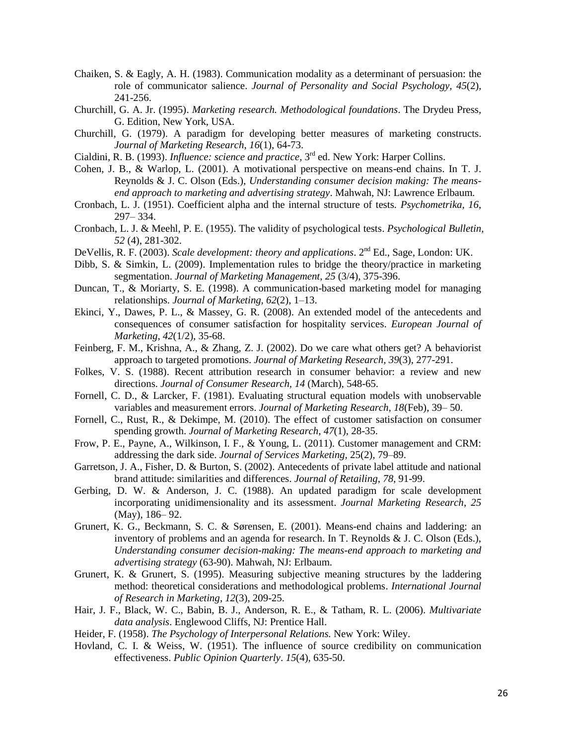Chaiken, S. & Eagly, A. H. (1983). Communication modality as a determinant of persuasion: the role of communicator salience. *Journal of Personality and Social Psychology*, *45*(2), 241-256.

Churchill, G. A. Jr. (1995). *Marketing research. Methodological foundations*. The Drydeu Press, G. Edition, New York, USA.

Churchill, G. (1979). A paradigm for developing better measures of marketing constructs. *Journal of Marketing Research*, *16*(1), 64-73.

Cialdini, R. B. (1993). *Influence: science and practice*, 3rd ed. New York: Harper Collins.

Cohen, J. B., & Warlop, L. (2001). A motivational perspective on means-end chains. In T. J. Reynolds & J. C. Olson (Eds.), *Understanding consumer decision making: The means-end approach to marketing and advertising strategy*. Mahwah, NJ: Lawrence Erlbaum.

Cronbach, L. J. (1951). Coefficient alpha and the internal structure of tests*. Psychometrika, 16*, 297– 334.

Cronbach, L. J. & Meehl, P. E. (1955). The validity of psychological tests. *Psychological Bulletin, 52* (4), 281-302.

DeVellis, R. F. (2003). *Scale development: theory and applications*. 2nd Ed., Sage, London: UK.

Dibb, S. & Simkin, L. (2009). Implementation rules to bridge the theory/practice in marketing segmentation. *Journal of Marketing Management*, *25* (3/4), 375-396.

Duncan, T., & Moriarty, S. E. (1998). A communication-based marketing model for managing relationships. *Journal of Marketing, 62*(2), 1–13.

Ekinci, Y., Dawes, P. L., & Massey, G. R. (2008). An extended model of the antecedents and consequences of consumer satisfaction for hospitality services. *European Journal of Marketing*, *42*(1/2), 35-68.

Feinberg, F. M., Krishna, A., & Zhang, Z. J. (2002). Do we care what others get? A behaviorist approach to targeted promotions. *Journal of Marketing Research, 39*(3), 277-291.

Folkes, V. S. (1988). Recent attribution research in consumer behavior: a review and new directions. *Journal of Consumer Research, 14* (March), 548-65.

Fornell, C. D., & Larcker, F. (1981). Evaluating structural equation models with unobservable variables and measurement errors. *Journal of Marketing Research*, *18*(Feb), 39– 50.

Fornell, C., Rust, R., & Dekimpe, M. (2010). The effect of customer satisfaction on consumer spending growth. *Journal of Marketing Research, 47*(1), 28-35.

Frow, P. E., Payne, A., Wilkinson, I. F., & Young, L. (2011). Customer management and CRM: addressing the dark side. *Journal of Services Marketing,* 25(2), 79–89.

Garretson, J. A., Fisher, D. & Burton, S. (2002). Antecedents of private label attitude and national brand attitude: similarities and differences. *Journal of Retailing*, *78*, 91-99.

Gerbing, D. W. & Anderson, J. C. (1988). An updated paradigm for scale development incorporating unidimensionality and its assessment. *Journal Marketing Research*, *25* (May), 186– 92.

Grunert, K. G., Beckmann, S. C. & Sørensen, E. (2001). Means-end chains and laddering: an inventory of problems and an agenda for research. In T. Reynolds & J. C. Olson (Eds.), *Understanding consumer decision-making: The means-end approach to marketing and advertising strategy* (63-90). Mahwah, NJ: Erlbaum.

Grunert, K. & Grunert, S. (1995). Measuring subjective meaning structures by the laddering method: theoretical considerations and methodological problems. *International Journal of Research in Marketing*, *12*(3), 209-25.

Hair, J. F., Black, W. C., Babin, B. J., Anderson, R. E., & Tatham, R. L. (2006). *Multivariate data analysis*. Englewood Cliffs, NJ: Prentice Hall.

Heider, F. (1958). *The Psychology of Interpersonal Relations.* New York: Wiley.

Hovland, C. I. & Weiss, W. (1951). The influence of source credibility on communication effectiveness. *Public Opinion Quarterly*. *15*(4), 635-50.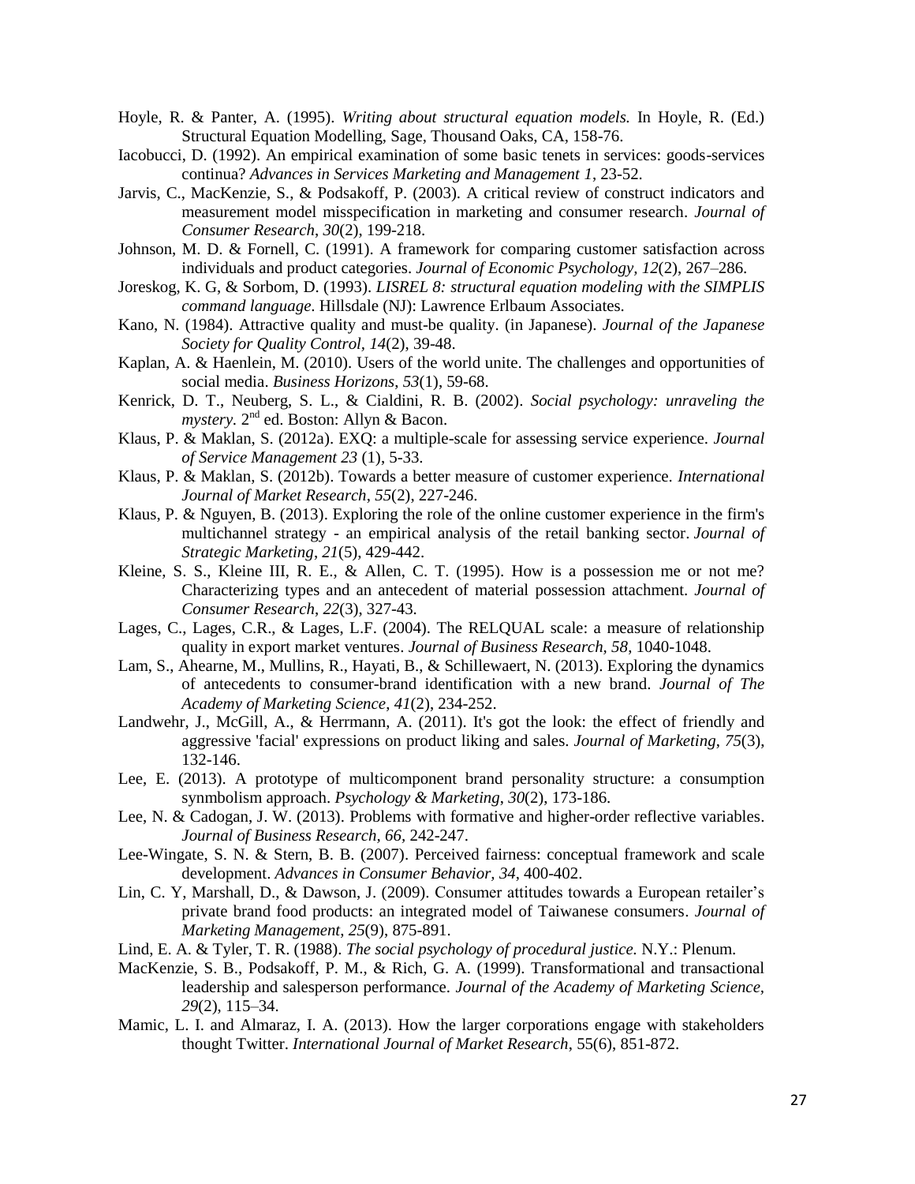Hoyle, R. & Panter, A. (1995). *Writing about structural equation models.* In Hoyle, R. (Ed.) Structural Equation Modelling, Sage, Thousand Oaks, CA, 158-76.

Iacobucci, D. (1992). An empirical examination of some basic tenets in services: goods-services continua? *Advances in Services Marketing and Management 1*, 23-52.

Jarvis, C., MacKenzie, S., & Podsakoff, P. (2003). A critical review of construct indicators and measurement model misspecification in marketing and consumer research. *Journal of Consumer Research*, *30*(2), 199-218.

Johnson, M. D. & Fornell, C. (1991). A framework for comparing customer satisfaction across individuals and product categories. *Journal of Economic Psychology, 12*(2), 267–286.

Joreskog, K. G, & Sorbom, D. (1993). *LISREL 8: structural equation modeling with the SIMPLIS command language*. Hillsdale (NJ): Lawrence Erlbaum Associates.

Kano, N. (1984). Attractive quality and must-be quality. (in Japanese). *Journal of the Japanese Society for Quality Control, 14*(2), 39-48.

Kaplan, A. & Haenlein, M. (2010). Users of the world unite. The challenges and opportunities of social media. *Business Horizons*, *53*(1), 59-68.

Kenrick, D. T., Neuberg, S. L., & Cialdini, R. B. (2002). *Social psychology: unraveling the mystery.* 2nd ed. Boston: Allyn & Bacon.

Klaus, P. & Maklan, S. (2012a). EXQ: a multiple-scale for assessing service experience. *Journal of Service Management 23* (1), 5-33.

Klaus, P. & Maklan, S. (2012b). Towards a better measure of customer experience. *International Journal of Market Research*, *55*(2), 227-246.

Klaus, P. & Nguyen, B. (2013). Exploring the role of the online customer experience in the firm's multichannel strategy - an empirical analysis of the retail banking sector. *Journal of Strategic Marketing*, *21*(5), 429-442.

Kleine, S. S., Kleine III, R. E., & Allen, C. T. (1995). How is a possession me or not me? Characterizing types and an antecedent of material possession attachment. *Journal of Consumer Research*, *22*(3), 327-43.

Lages, C., Lages, C.R., & Lages, L.F. (2004). The RELQUAL scale: a measure of relationship quality in export market ventures. *Journal of Business Research, 58*, 1040-1048.

Lam, S., Ahearne, M., Mullins, R., Hayati, B., & Schillewaert, N. (2013). Exploring the dynamics of antecedents to consumer-brand identification with a new brand. *Journal of The Academy of Marketing Science*, *41*(2), 234-252.

Landwehr, J., McGill, A., & Herrmann, A. (2011). It's got the look: the effect of friendly and aggressive 'facial' expressions on product liking and sales. *Journal of Marketing*, *75*(3), 132-146.

Lee, E. (2013). A prototype of multicomponent brand personality structure: a consumption synmbolism approach. *Psychology & Marketing*, *30*(2), 173-186.

Lee, N. & Cadogan, J. W. (2013). Problems with formative and higher-order reflective variables. *Journal of Business Research*, *66*, 242-247.

Lee-Wingate, S. N. & Stern, B. B. (2007). Perceived fairness: conceptual framework and scale development. *Advances in Consumer Behavior, 34*, 400-402.

Lin, C. Y, Marshall, D., & Dawson, J. (2009). Consumer attitudes towards a European retailer's private brand food products: an integrated model of Taiwanese consumers. *Journal of Marketing Management*, *25*(9), 875-891.

Lind, E. A. & Tyler, T. R. (1988). *The social psychology of procedural justice.* N.Y.: Plenum.

MacKenzie, S. B., Podsakoff, P. M., & Rich, G. A. (1999). Transformational and transactional leadership and salesperson performance. *Journal of the Academy of Marketing Science, 29*(2), 115–34.

Mamic, L. I. and Almaraz, I. A. (2013). How the larger corporations engage with stakeholders thought Twitter. *International Journal of Market Research*, 55(6), 851-872.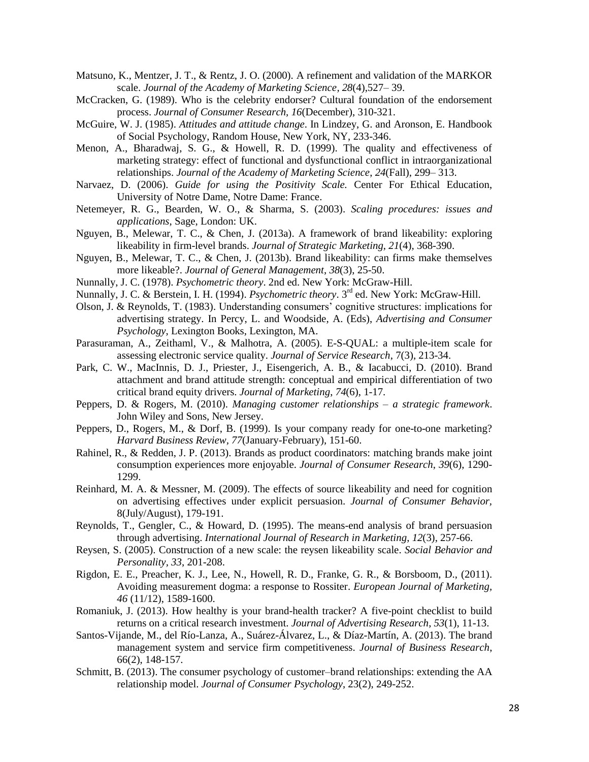Matsuno, K., Mentzer, J. T., & Rentz, J. O. (2000). A refinement and validation of the MARKOR scale. *Journal of the Academy of Marketing Science, 28*(4),527– 39.

McCracken, G. (1989). Who is the celebrity endorser? Cultural foundation of the endorsement process. *Journal of Consumer Research*, *16*(December), 310-321.

McGuire, W. J. (1985). *Attitudes and attitude change*. In Lindzey, G. and Aronson, E. Handbook of Social Psychology, Random House, New York, NY, 233-346.

Menon, A., Bharadwaj, S. G., & Howell, R. D. (1999). The quality and effectiveness of marketing strategy: effect of functional and dysfunctional conflict in intraorganizational relationships. *Journal of the Academy of Marketing Science*, *24*(Fall), 299– 313.

Narvaez, D. (2006). *Guide for using the Positivity Scale.* Center For Ethical Education, University of Notre Dame, Notre Dame: France.

Netemeyer, R. G., Bearden, W. O., & Sharma, S. (2003). *Scaling procedures: issues and applications*, Sage, London: UK.

Nguyen, B., Melewar, T. C., & Chen, J. (2013a). A framework of brand likeability: exploring likeability in firm-level brands. *Journal of Strategic Marketing*, *21*(4), 368-390.

Nguyen, B., Melewar, T. C., & Chen, J. (2013b). Brand likeability: can firms make themselves more likeable?. *Journal of General Management*, *38*(3), 25-50.

Nunnally, J. C. (1978). *Psychometric theory*. 2nd ed. New York: McGraw-Hill.

Nunnally, J. C. & Berstein, I. H. (1994). *Psychometric theory*. 3rd ed. New York: McGraw-Hill.

Olson, J. & Reynolds, T. (1983). Understanding consumers' cognitive structures: implications for advertising strategy. In Percy, L. and Woodside, A. (Eds), *Advertising and Consumer Psychology*, Lexington Books, Lexington, MA.

Parasuraman, A., Zeithaml, V., & Malhotra, A. (2005). E-S-QUAL: a multiple-item scale for assessing electronic service quality. *Journal of Service Research*, 7(3), 213-34.

Park, C. W., MacInnis, D. J., Priester, J., Eisengerich, A. B., & Iacabucci, D. (2010). Brand attachment and brand attitude strength: conceptual and empirical differentiation of two critical brand equity drivers. *Journal of Marketing, 74*(6), 1-17.

Peppers, D. & Rogers, M. (2010). *Managing customer relationships – a strategic framework*. John Wiley and Sons, New Jersey.

Peppers, D., Rogers, M., & Dorf, B. (1999). Is your company ready for one-to-one marketing? *Harvard Business Review, 77*(January-February), 151-60.

Rahinel, R., & Redden, J. P. (2013). Brands as product coordinators: matching brands make joint consumption experiences more enjoyable. *Journal of Consumer Research*, *39*(6), 1290-1299.

Reinhard, M. A. & Messner, M. (2009). The effects of source likeability and need for cognition on advertising effectives under explicit persuasion. *Journal of Consumer Behavior,* 8(July/August), 179-191.

Reynolds, T., Gengler, C., & Howard, D. (1995). The means-end analysis of brand persuasion through advertising. *International Journal of Research in Marketing*, *12*(3), 257-66.

Reysen, S. (2005). Construction of a new scale: the reysen likeability scale. *Social Behavior and Personality*, *33*, 201-208.

Rigdon, E. E., Preacher, K. J., Lee, N., Howell, R. D., Franke, G. R., & Borsboom, D., (2011). Avoiding measurement dogma: a response to Rossiter. *European Journal of Marketing, 46* (11/12), 1589-1600.

Romaniuk, J. (2013). How healthy is your brand-health tracker? A five-point checklist to build returns on a critical research investment. *Journal of Advertising Research*, *53*(1), 11-13.

Santos-Vijande, M., del Río-Lanza, A., Suárez-Álvarez, L., & Díaz-Martín, A. (2013). The brand management system and service firm competitiveness. *Journal of Business Research*, 66(2), 148-157.

Schmitt, B. (2013). The consumer psychology of customer–brand relationships: extending the AA relationship model. *Journal of Consumer Psychology*, 23(2), 249-252.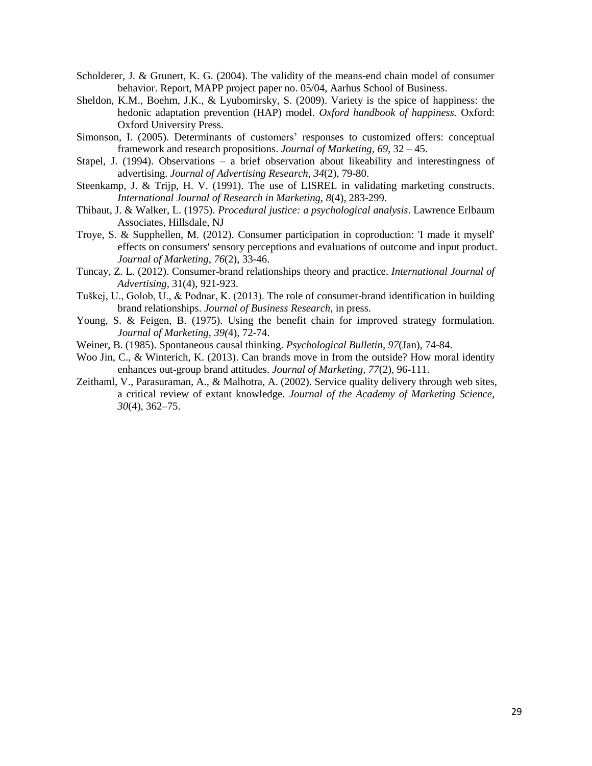Scholderer, J. & Grunert, K. G. (2004). The validity of the means-end chain model of consumer behavior. Report, MAPP project paper no. 05/04, Aarhus School of Business.

Sheldon, K.M., Boehm, J.K., & Lyubomirsky, S. (2009). Variety is the spice of happiness: the hedonic adaptation prevention (HAP) model. *Oxford handbook of happiness.* Oxford: Oxford University Press.

Simonson, I. (2005). Determinants of customers' responses to customized offers: conceptual framework and research propositions. *Journal of Marketing*, *69*, 32 – 45.

Stapel, J. (1994). Observations – a brief observation about likeability and interestingness of advertising. *Journal of Advertising Research, 34*(2), 79-80.

Steenkamp, J. & Trijp, H. V. (1991). The use of LISREL in validating marketing constructs. *International Journal of Research in Marketing, 8*(4), 283-299.

Thibaut, J. & Walker, L. (1975). *Procedural justice: a psychological analysis*. Lawrence Erlbaum Associates, Hillsdale, NJ

Troye, S. & Supphellen, M. (2012). Consumer participation in coproduction: 'I made it myself' effects on consumers' sensory perceptions and evaluations of outcome and input product. *Journal of Marketing*, *76*(2), 33-46.

Tuncay, Z. L. (2012). Consumer-brand relationships theory and practice. *International Journal of Advertising*, 31(4), 921-923.

Tuškej, U., Golob, U., & Podnar, K. (2013). The role of consumer-brand identification in building brand relationships. *Journal of Business Research*, in press.

Young, S. & Feigen, B. (1975). Using the benefit chain for improved strategy formulation. *Journal of Marketing*, *39(*4), 72-74.

Weiner, B. (1985). Spontaneous causal thinking. *Psychological Bulletin*, *97*(Jan), 74-84.

Woo Jin, C., & Winterich, K. (2013). Can brands move in from the outside? How moral identity enhances out-group brand attitudes. *Journal of Marketing*, *77*(2), 96-111.

Zeithaml, V., Parasuraman, A., & Malhotra, A. (2002). Service quality delivery through web sites, a critical review of extant knowledge. *Journal of the Academy of Marketing Science, 30*(4), 362–75.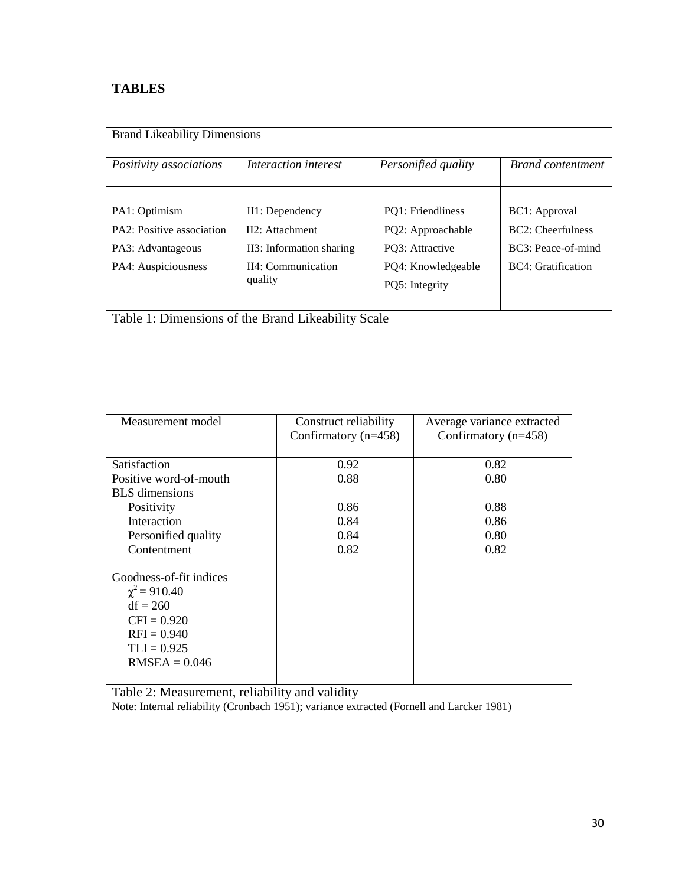# TABLES

| Brand Likeability Dimensions | | | |
|---|---|---|---|
| *Positivity associations* | *Interaction interest* | *Personified quality* | *Brand contentment* |
| PA1: Optimism<br>PA2: Positive association<br>PA3: Advantageous<br>PA4: Auspiciousness | II1: Dependency<br>II2: Attachment<br>II3: Information sharing<br>II4: Communication quality | PQ1: Friendliness<br>PQ2: Approachable<br>PQ3: Attractive<br>PQ4: Knowledgeable<br>PQ5: Integrity | BC1: Approval<br>BC2: Cheerfulness<br>BC3: Peace-of-mind<br>BC4: Gratification |

Table 1: Dimensions of the Brand Likeability Scale

| Measurement model | Construct reliability Confirmatory (n=458) | Average variance extracted Confirmatory (n=458) |
|---|---|---|
| Satisfaction | 0.92 | 0.82 |
| Positive word-of-mouth | 0.88 | 0.80 |
| BLS dimensions | | |
| Positivity | 0.86 | 0.88 |
| Interaction | 0.84 | 0.86 |
| Personified quality | 0.84 | 0.80 |
| Contentment | 0.82 | 0.82 |
| Goodness-of-fit indices | | |
| $\chi^2 = 910.40$ | | |
| df = 260 | | |
| CFI = 0.920 | | |
| RFI = 0.940 | | |
| TLI = 0.925 | | |
| RMSEA = 0.046 | | |

Table 2: Measurement, reliability and validity

Note: Internal reliability (Cronbach 1951); variance extracted (Fornell and Larcker 1981)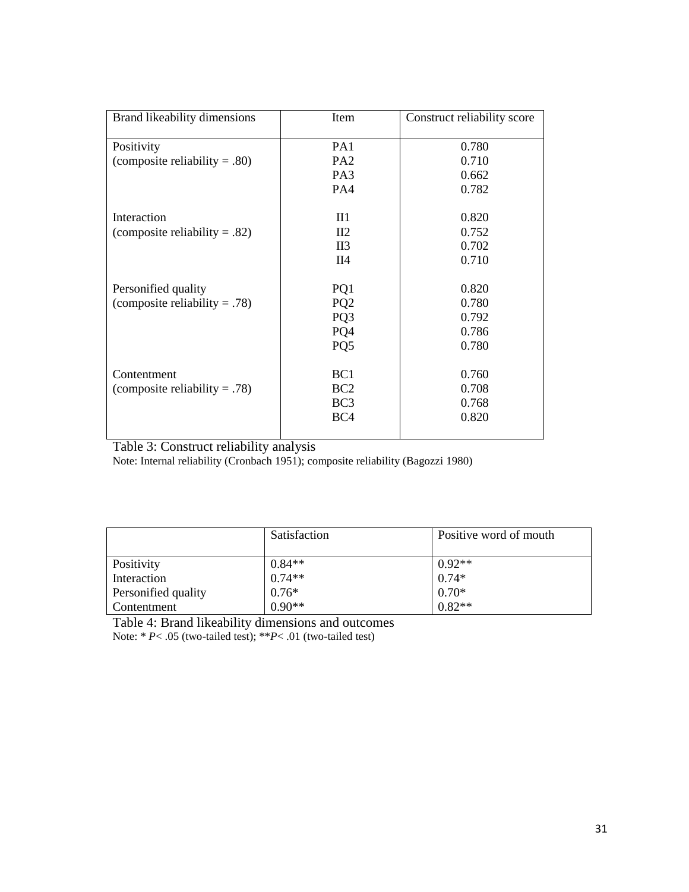| Brand likeability dimensions | Item | Construct reliability score |
|---|---|---|
| Positivity (composite reliability = .80) | PA1 | 0.780 |
| | PA2 | 0.710 |
| | PA3 | 0.662 |
| | PA4 | 0.782 |
| Interaction (composite reliability = .82) | II1 | 0.820 |
| | II2 | 0.752 |
| | II3 | 0.702 |
| | II4 | 0.710 |
| Personified quality (composite reliability = .78) | PQ1 | 0.820 |
| | PQ2 | 0.780 |
| | PQ3 | 0.792 |
| | PQ4 | 0.786 |
| | PQ5 | 0.780 |
| Contentment (composite reliability = .78) | BC1 | 0.760 |
| | BC2 | 0.708 |
| | BC3 | 0.768 |
| | BC4 | 0.820 |

Table 3: Construct reliability analysis

Note: Internal reliability (Cronbach 1951); composite reliability (Bagozzi 1980)

| | Satisfaction | Positive word of mouth |
|---|---|---|
| Positivity | 0.84** | 0.92** |
| Interaction | 0.74** | 0.74* |
| Personified quality | 0.76* | 0.70* |
| Contentment | 0.90** | 0.82** |

Table 4: Brand likeability dimensions and outcomes

Note: * $P < .05$ (two-tailed test); ** $P < .01$ (two-tailed test)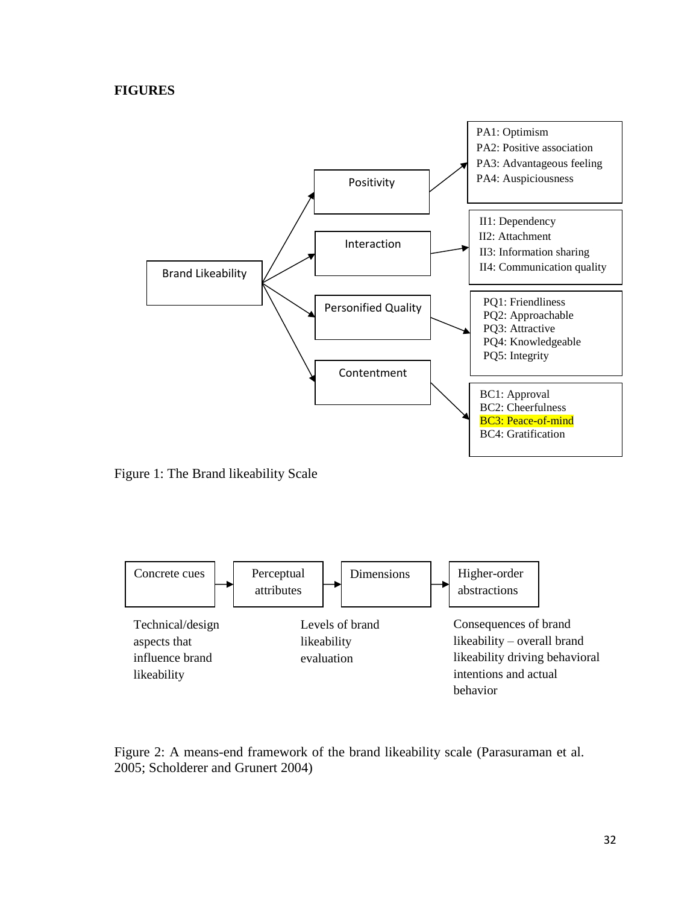**FIGURES**

Brand Likeability

Positivity

PA1: Optimism
PA2: Positive association
PA3: Advantageous feeling
PA4: Auspiciousness

Interaction

II1: Dependency
II2: Attachment
II3: Information sharing
II4: Communication quality

Personified Quality

PQ1: Friendliness
PQ2: Approachable
PQ3: Attractive
PQ4: Knowledgeable
PQ5: Integrity

Contentment

BC1: Approval
BC2: Cheerfulness
BC3: Peace-of-mind
BC4: Gratification

Figure 1: The Brand likeability Scale

Concrete cues → Perceptual attributes → Dimensions → Higher-order abstractions

Technical/design aspects that influence brand likeability

Levels of brand likeability evaluation

Consequences of brand likeability – overall brand likeability driving behavioral intentions and actual behavior

Figure 2: A means-end framework of the brand likeability scale (Parasuraman et al. 2005; Scholderer and Grunert 2004)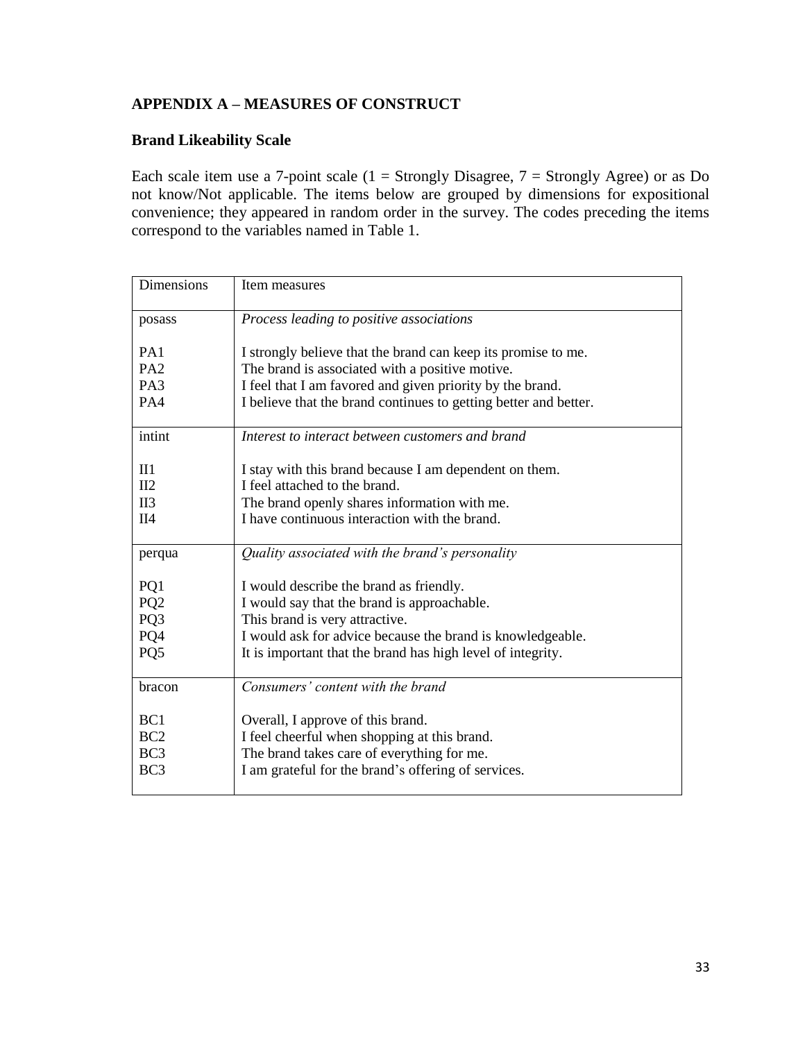## APPENDIX A – MEASURES OF CONSTRUCT

### Brand Likeability Scale

Each scale item use a 7-point scale (1 = Strongly Disagree, 7 = Strongly Agree) or as Do not know/Not applicable. The items below are grouped by dimensions for expositional convenience; they appeared in random order in the survey. The codes preceding the items correspond to the variables named in Table 1.

| Dimensions | Item measures |
|---|---|
| posass | *Process leading to positive associations* |
| PA1 | I strongly believe that the brand can keep its promise to me. |
| PA2 | The brand is associated with a positive motive. |
| PA3 | I feel that I am favored and given priority by the brand. |
| PA4 | I believe that the brand continues to getting better and better. |
| intint | *Interest to interact between customers and brand* |
| II1 | I stay with this brand because I am dependent on them. |
| II2 | I feel attached to the brand. |
| II3 | The brand openly shares information with me. |
| II4 | I have continuous interaction with the brand. |
| perqua | *Quality associated with the brand's personality* |
| PQ1 | I would describe the brand as friendly. |
| PQ2 | I would say that the brand is approachable. |
| PQ3 | This brand is very attractive. |
| PQ4 | I would ask for advice because the brand is knowledgeable. |
| PQ5 | It is important that the brand has high level of integrity. |
| bracon | *Consumers' content with the brand* |
| BC1 | Overall, I approve of this brand. |
| BC2 | I feel cheerful when shopping at this brand. |
| BC3 | The brand takes care of everything for me. |
| BC3 | I am grateful for the brand's offering of services. |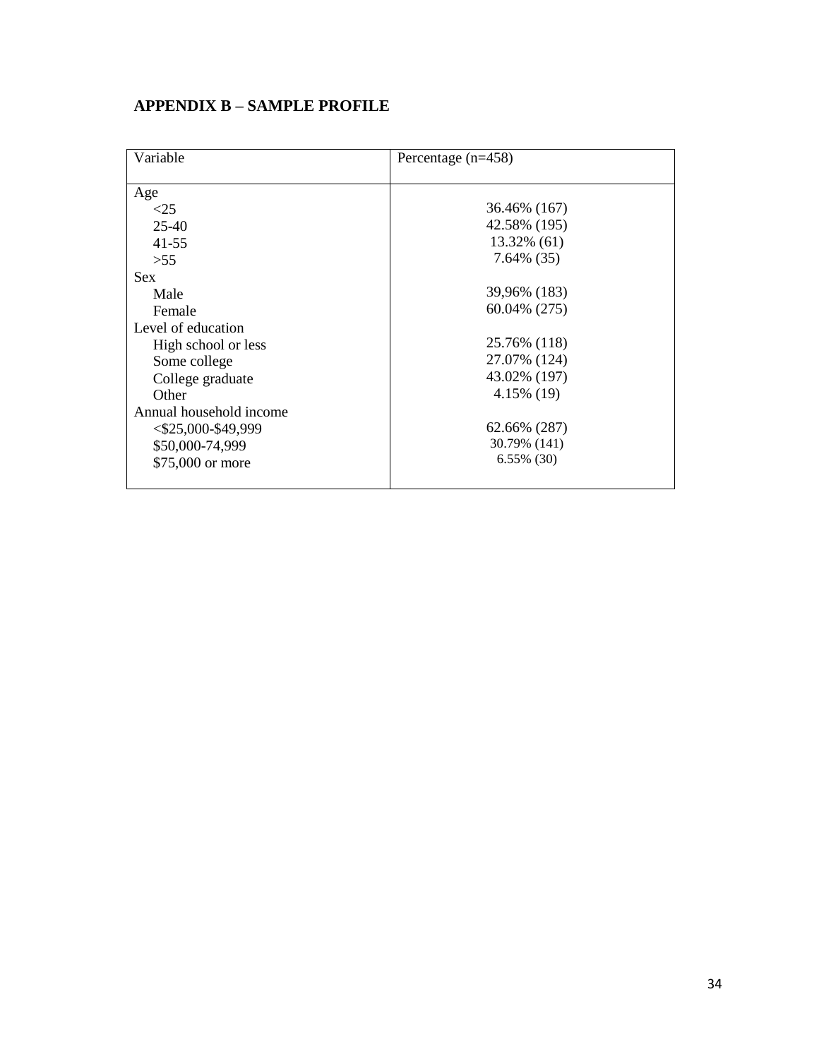## APPENDIX B – SAMPLE PROFILE

| Variable | Percentage (n=458) |
|---|---|
| Age | |
| <25 | 36.46% (167) |
| 25-40 | 42.58% (195) |
| 41-55 | 13.32% (61) |
| >55 | 7.64% (35) |
| Sex | |
| Male | 39,96% (183) |
| Female | 60.04% (275) |
| Level of education | |
| High school or less | 25.76% (118) |
| Some college | 27.07% (124) |
| College graduate | 43.02% (197) |
| Other | 4.15% (19) |
| Annual household income | |
| <$25,000-$49,999 | 62.66% (287) |
| $50,000-74,999 | 30.79% (141) |
| $75,000 or more | 6.55% (30) |